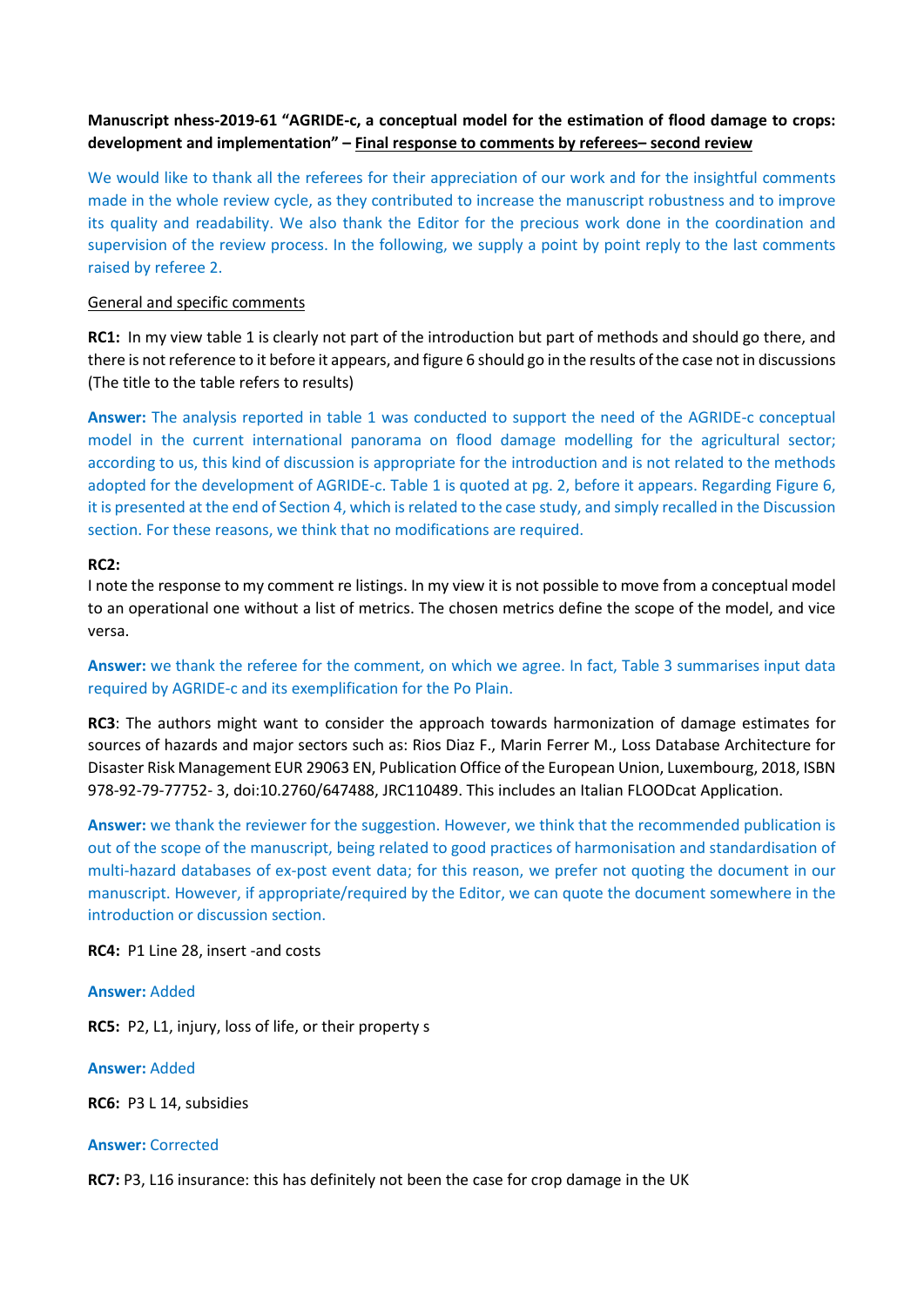**Manuscript nhess-2019-61 "AGRIDE-c, a conceptual model for the estimation of flood damage to crops: development and implementation" – Final response to comments by referees– second review**

We would like to thank all the referees for their appreciation of our work and for the insightful comments made in the whole review cycle, as they contributed to increase the manuscript robustness and to improve its quality and readability. We also thank the Editor for the precious work done in the coordination and supervision of the review process. In the following, we supply a point by point reply to the last comments raised by referee 2.

General and specific comments

**RC1:** In my view table 1 is clearly not part of the introduction but part of methods and should go there, and there is not reference to it before it appears, and figure 6 should go in the results of the case not in discussions (The title to the table refers to results)

**Answer:** The analysis reported in table 1 was conducted to support the need of the AGRIDE-c conceptual model in the current international panorama on flood damage modelling for the agricultural sector; according to us, this kind of discussion is appropriate for the introduction and is not related to the methods adopted for the development of AGRIDE-c. Table 1 is quoted at pg. 2, before it appears. Regarding Figure 6, it is presented at the end of Section 4, which is related to the case study, and simply recalled in the Discussion section. For these reasons, we think that no modifications are required.

**RC2:**

I note the response to my comment re listings. In my view it is not possible to move from a conceptual model to an operational one without a list of metrics. The chosen metrics define the scope of the model, and vice versa.

**Answer:** we thank the referee for the comment, on which we agree. In fact, Table 3 summarises input data required by AGRIDE-c and its exemplification for the Po Plain.

**RC3**: The authors might want to consider the approach towards harmonization of damage estimates for sources of hazards and major sectors such as: Rios Diaz F., Marin Ferrer M., Loss Database Architecture for Disaster Risk Management EUR 29063 EN, Publication Office of the European Union, Luxembourg, 2018, ISBN 978-92-79-77752- 3, doi:10.2760/647488, JRC110489. This includes an Italian FLOODcat Application.

**Answer:** we thank the reviewer for the suggestion. However, we think that the recommended publication is out of the scope of the manuscript, being related to good practices of harmonisation and standardisation of multi-hazard databases of ex-post event data; for this reason, we prefer not quoting the document in our manuscript. However, if appropriate/required by the Editor, we can quote the document somewhere in the introduction or discussion section.

**RC4:** P1 Line 28, insert -and costs

**Answer:** Added

**RC5:** P2, L1, injury, loss of life, or their property s

**Answer:** Added

**RC6:** P3 L 14, subsidies

**Answer:** Corrected

**RC7:** P3, L16 insurance: this has definitely not been the case for crop damage in the UK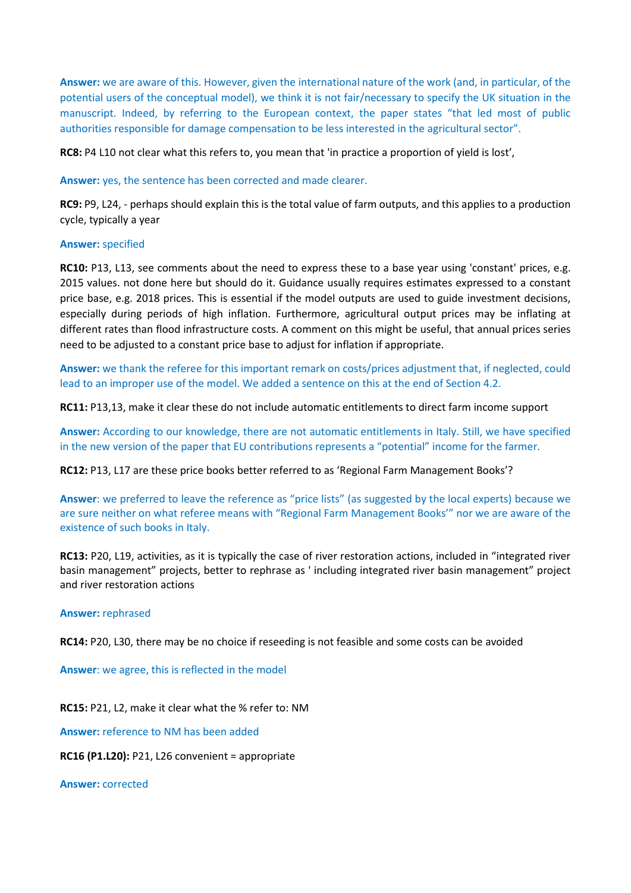**Answer:** we are aware of this. However, given the international nature of the work (and, in particular, of the potential users of the conceptual model), we think it is not fair/necessary to specify the UK situation in the manuscript. Indeed, by referring to the European context, the paper states “that led most of public authorities responsible for damage compensation to be less interested in the agricultural sector”.

**RC8:** P4 L10 not clear what this refers to, you mean that 'in practice a proportion of yield is lost’,

**Answer:** yes, the sentence has been corrected and made clearer.

**RC9:** P9, L24, - perhaps should explain this is the total value of farm outputs, and this applies to a production cycle, typically a year

**Answer:** specified

**RC10:** P13, L13, see comments about the need to express these to a base year using 'constant' prices, e.g. 2015 values. not done here but should do it. Guidance usually requires estimates expressed to a constant price base, e.g. 2018 prices. This is essential if the model outputs are used to guide investment decisions, especially during periods of high inflation. Furthermore, agricultural output prices may be inflating at different rates than flood infrastructure costs. A comment on this might be useful, that annual prices series need to be adjusted to a constant price base to adjust for inflation if appropriate.

**Answer:** we thank the referee for this important remark on costs/prices adjustment that, if neglected, could lead to an improper use of the model. We added a sentence on this at the end of Section 4.2.

**RC11:** P13,13, make it clear these do not include automatic entitlements to direct farm income support

**Answer:** According to our knowledge, there are not automatic entitlements in Italy. Still, we have specified in the new version of the paper that EU contributions represents a “potential” income for the farmer.

**RC12:** P13, L17 are these price books better referred to as ‘Regional Farm Management Books’?

**Answer**: we preferred to leave the reference as “price lists” (as suggested by the local experts) because we are sure neither on what referee means with “Regional Farm Management Books’” nor we are aware of the existence of such books in Italy.

**RC13:** P20, L19, activities, as it is typically the case of river restoration actions, included in “integrated river basin management” projects, better to rephrase as ' including integrated river basin management” project and river restoration actions

**Answer:** rephrased

**RC14:** P20, L30, there may be no choice if reseeding is not feasible and some costs can be avoided

**Answer**: we agree, this is reflected in the model

**RC15:** P21, L2, make it clear what the % refer to: NM

**Answer:** reference to NM has been added

**RC16 (P1.L20):** P21, L26 convenient = appropriate

**Answer:** corrected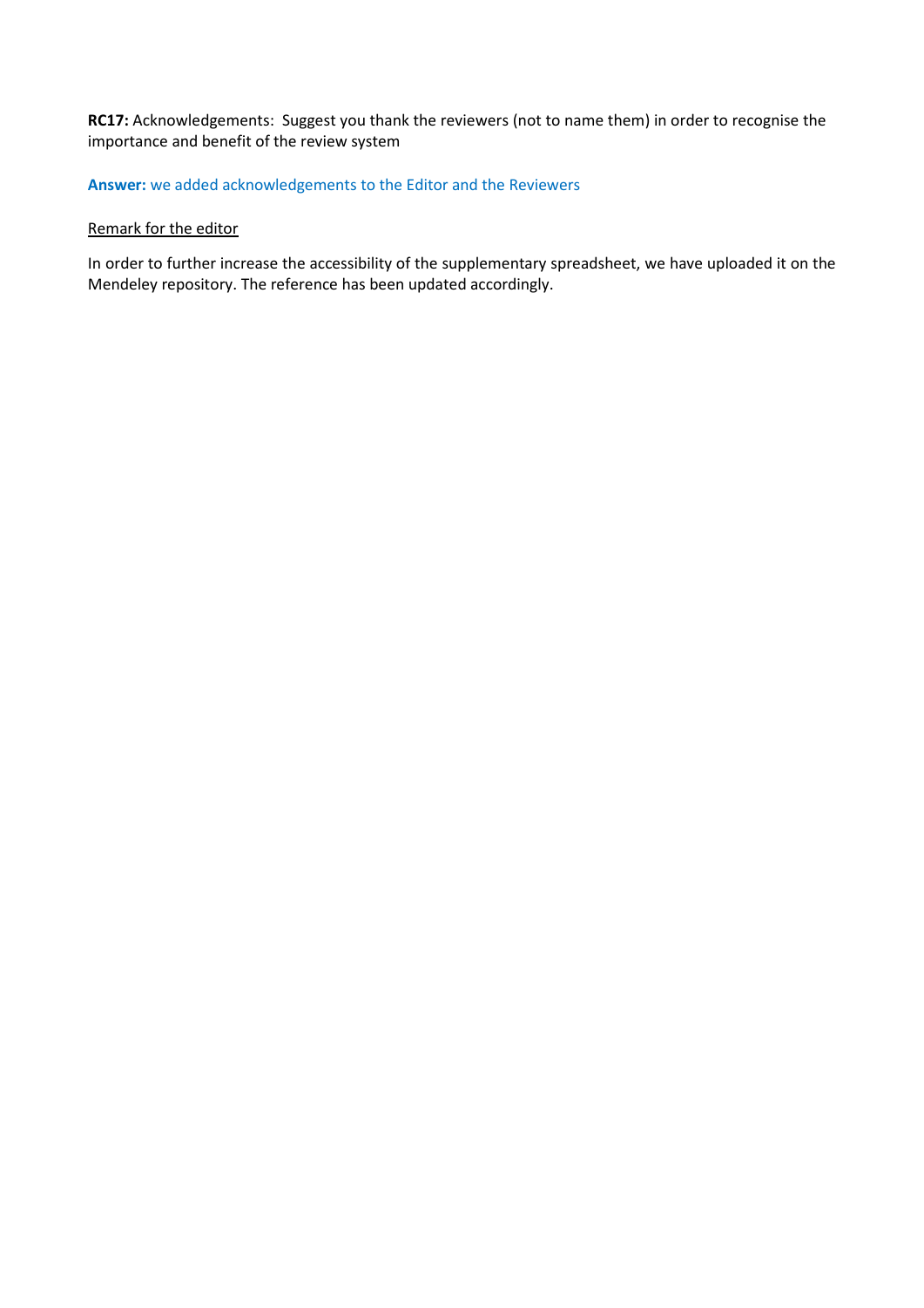**RC17:** Acknowledgements:  Suggest you thank the reviewers (not to name them) in order to recognise the importance and benefit of the review system

**Answer:** we added acknowledgements to the Editor and the Reviewers

<u>Remark for the editor</u>

In order to further increase the accessibility of the supplementary spreadsheet, we have uploaded it on the Mendeley repository. The reference has been updated accordingly.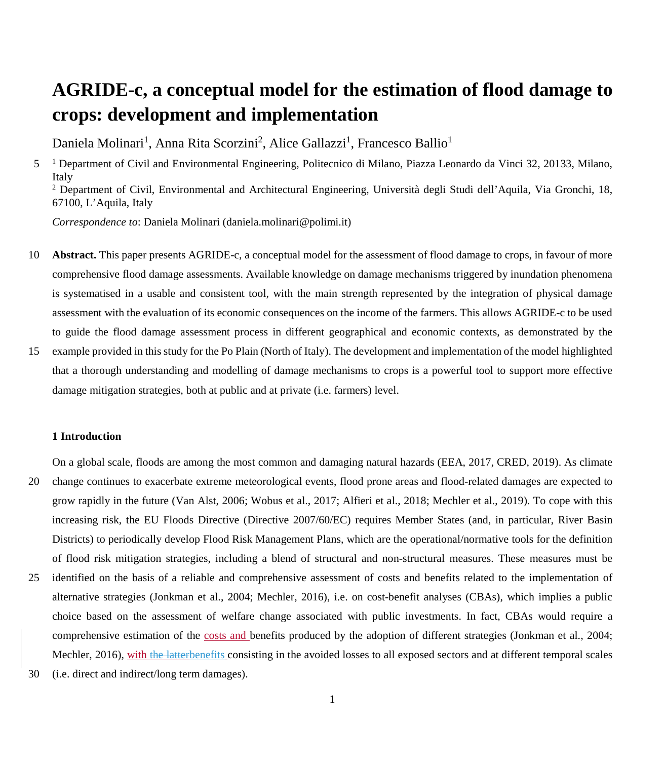# AGRIDE-c, a conceptual model for the estimation of flood damage to crops: development and implementation

Daniela Molinari[1], Anna Rita Scorzini[2], Alice Gallazzi[1], Francesco Ballio[1]

[1] Department of Civil and Environmental Engineering, Politecnico di Milano, Piazza Leonardo da Vinci 32, 20133, Milano, Italy

[2] Department of Civil, Environmental and Architectural Engineering, Università degli Studi dell'Aquila, Via Gronchi, 18, 67100, L'Aquila, Italy

*Correspondence to*: Daniela Molinari (daniela.molinari@polimi.it)

**Abstract.** This paper presents AGRIDE-c, a conceptual model for the assessment of flood damage to crops, in favour of more comprehensive flood damage assessments. Available knowledge on damage mechanisms triggered by inundation phenomena is systematised in a usable and consistent tool, with the main strength represented by the integration of physical damage assessment with the evaluation of its economic consequences on the income of the farmers. This allows AGRIDE-c to be used to guide the flood damage assessment process in different geographical and economic contexts, as demonstrated by the example provided in this study for the Po Plain (North of Italy). The development and implementation of the model highlighted that a thorough understanding and modelling of damage mechanisms to crops is a powerful tool to support more effective damage mitigation strategies, both at public and at private (i.e. farmers) level.

## 1 Introduction

On a global scale, floods are among the most common and damaging natural hazards (EEA, 2017, CRED, 2019). As climate change continues to exacerbate extreme meteorological events, flood prone areas and flood-related damages are expected to grow rapidly in the future (Van Alst, 2006; Wobus et al., 2017; Alfieri et al., 2018; Mechler et al., 2019). To cope with this increasing risk, the EU Floods Directive (Directive 2007/60/EC) requires Member States (and, in particular, River Basin Districts) to periodically develop Flood Risk Management Plans, which are the operational/normative tools for the definition of flood risk mitigation strategies, including a blend of structural and non-structural measures. These measures must be identified on the basis of a reliable and comprehensive assessment of costs and benefits related to the implementation of alternative strategies (Jonkman et al., 2004; Mechler, 2016), i.e. on cost-benefit analyses (CBAs), which implies a public choice based on the assessment of welfare change associated with public investments. In fact, CBAs would require a comprehensive estimation of the costs and benefits produced by the adoption of different strategies (Jonkman et al., 2004; Mechler, 2016), with ~~the latter~~benefits consisting in the avoided losses to all exposed sectors and at different temporal scales (i.e. direct and indirect/long term damages).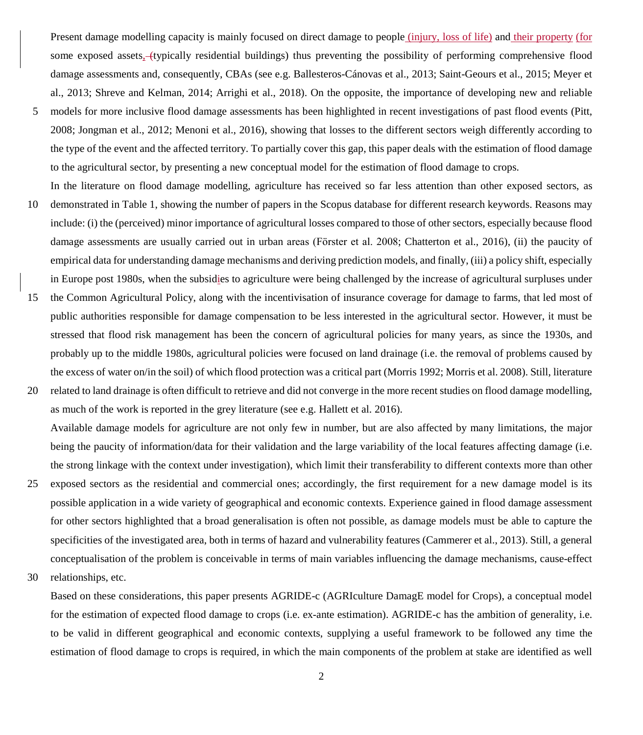Present damage modelling capacity is mainly focused on direct damage to people (injury, loss of life) and their property (for some exposed assets, (typically residential buildings) thus preventing the possibility of performing comprehensive flood damage assessments and, consequently, CBAs (see e.g. Ballesteros-Cánovas et al., 2013; Saint-Geours et al., 2015; Meyer et al., 2013; Shreve and Kelman, 2014; Arrighi et al., 2018). On the opposite, the importance of developing new and reliable models for more inclusive flood damage assessments has been highlighted in recent investigations of past flood events (Pitt, 2008; Jongman et al., 2012; Menoni et al., 2016), showing that losses to the different sectors weigh differently according to the type of the event and the affected territory. To partially cover this gap, this paper deals with the estimation of flood damage to the agricultural sector, by presenting a new conceptual model for the estimation of flood damage to crops.

In the literature on flood damage modelling, agriculture has received so far less attention than other exposed sectors, as demonstrated in Table 1, showing the number of papers in the Scopus database for different research keywords. Reasons may include: (i) the (perceived) minor importance of agricultural losses compared to those of other sectors, especially because flood damage assessments are usually carried out in urban areas (Förster et al. 2008; Chatterton et al., 2016), (ii) the paucity of empirical data for understanding damage mechanisms and deriving prediction models, and finally, (iii) a policy shift, especially in Europe post 1980s, when the subsidies to agriculture were being challenged by the increase of agricultural surpluses under the Common Agricultural Policy, along with the incentivisation of insurance coverage for damage to farms, that led most of public authorities responsible for damage compensation to be less interested in the agricultural sector. However, it must be stressed that flood risk management has been the concern of agricultural policies for many years, as since the 1930s, and probably up to the middle 1980s, agricultural policies were focused on land drainage (i.e. the removal of problems caused by the excess of water on/in the soil) of which flood protection was a critical part (Morris 1992; Morris et al. 2008). Still, literature related to land drainage is often difficult to retrieve and did not converge in the more recent studies on flood damage modelling, as much of the work is reported in the grey literature (see e.g. Hallett et al. 2016).

Available damage models for agriculture are not only few in number, but are also affected by many limitations, the major being the paucity of information/data for their validation and the large variability of the local features affecting damage (i.e. the strong linkage with the context under investigation), which limit their transferability to different contexts more than other exposed sectors as the residential and commercial ones; accordingly, the first requirement for a new damage model is its possible application in a wide variety of geographical and economic contexts. Experience gained in flood damage assessment for other sectors highlighted that a broad generalisation is often not possible, as damage models must be able to capture the specificities of the investigated area, both in terms of hazard and vulnerability features (Cammerer et al., 2013). Still, a general conceptualisation of the problem is conceivable in terms of main variables influencing the damage mechanisms, cause-effect relationships, etc.

Based on these considerations, this paper presents AGRIDE-c (AGRIculture DamagE model for Crops), a conceptual model for the estimation of expected flood damage to crops (i.e. ex-ante estimation). AGRIDE-c has the ambition of generality, i.e. to be valid in different geographical and economic contexts, supplying a useful framework to be followed any time the estimation of flood damage to crops is required, in which the main components of the problem at stake are identified as well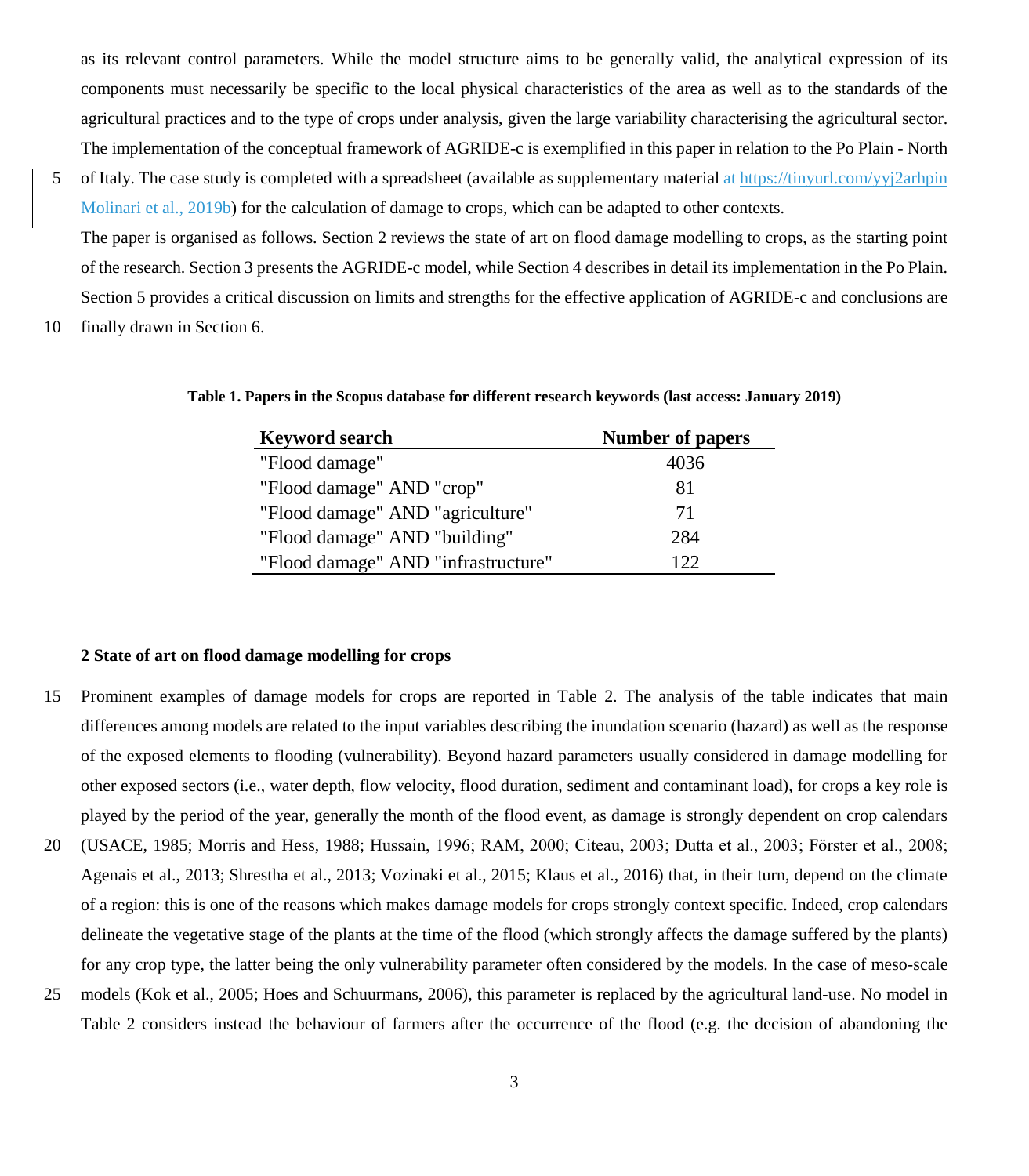as its relevant control parameters. While the model structure aims to be generally valid, the analytical expression of its components must necessarily be specific to the local physical characteristics of the area as well as to the standards of the agricultural practices and to the type of crops under analysis, given the large variability characterising the agricultural sector. The implementation of the conceptual framework of AGRIDE-c is exemplified in this paper in relation to the Po Plain - North of Italy. The case study is completed with a spreadsheet (available as supplementary material ~~at https://tinyurl.com/yyj2arhp~~in Molinari et al., 2019b) for the calculation of damage to crops, which can be adapted to other contexts.

The paper is organised as follows. Section 2 reviews the state of art on flood damage modelling to crops, as the starting point of the research. Section 3 presents the AGRIDE-c model, while Section 4 describes in detail its implementation in the Po Plain. Section 5 provides a critical discussion on limits and strengths for the effective application of AGRIDE-c and conclusions are finally drawn in Section 6.

**Table 1. Papers in the Scopus database for different research keywords (last access: January 2019)**

| Keyword search | Number of papers |
|---|---|
| "Flood damage" | 4036 |
| "Flood damage" AND "crop" | 81 |
| "Flood damage" AND "agriculture" | 71 |
| "Flood damage" AND "building" | 284 |
| "Flood damage" AND "infrastructure" | 122 |

## 2 State of art on flood damage modelling for crops

Prominent examples of damage models for crops are reported in Table 2. The analysis of the table indicates that main differences among models are related to the input variables describing the inundation scenario (hazard) as well as the response of the exposed elements to flooding (vulnerability). Beyond hazard parameters usually considered in damage modelling for other exposed sectors (i.e., water depth, flow velocity, flood duration, sediment and contaminant load), for crops a key role is played by the period of the year, generally the month of the flood event, as damage is strongly dependent on crop calendars (USACE, 1985; Morris and Hess, 1988; Hussain, 1996; RAM, 2000; Citeau, 2003; Dutta et al., 2003; Förster et al., 2008; Agenais et al., 2013; Shrestha et al., 2013; Vozinaki et al., 2015; Klaus et al., 2016) that, in their turn, depend on the climate of a region: this is one of the reasons which makes damage models for crops strongly context specific. Indeed, crop calendars delineate the vegetative stage of the plants at the time of the flood (which strongly affects the damage suffered by the plants) for any crop type, the latter being the only vulnerability parameter often considered by the models. In the case of meso-scale models (Kok et al., 2005; Hoes and Schuurmans, 2006), this parameter is replaced by the agricultural land-use. No model in Table 2 considers instead the behaviour of farmers after the occurrence of the flood (e.g. the decision of abandoning the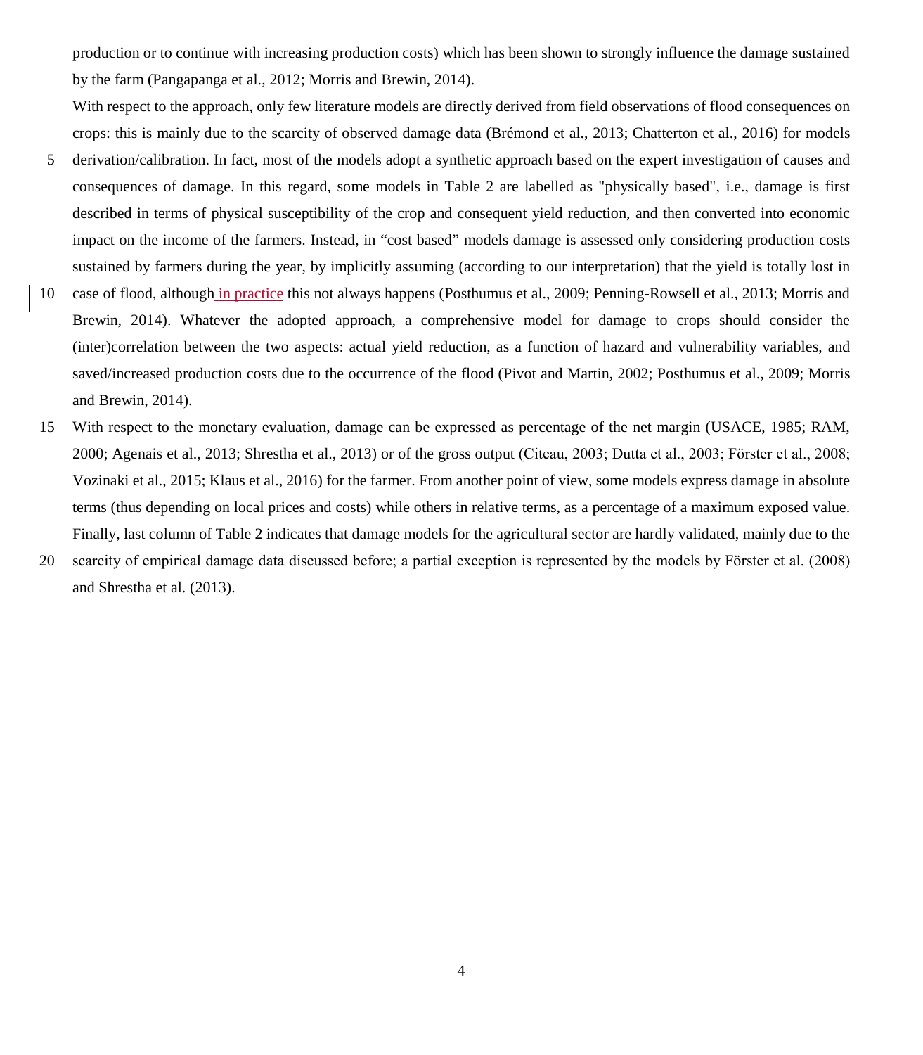production or to continue with increasing production costs) which has been shown to strongly influence the damage sustained by the farm (Pangapanga et al., 2012; Morris and Brewin, 2014).

With respect to the approach, only few literature models are directly derived from field observations of flood consequences on crops: this is mainly due to the scarcity of observed damage data (Brémond et al., 2013; Chatterton et al., 2016) for models derivation/calibration. In fact, most of the models adopt a synthetic approach based on the expert investigation of causes and consequences of damage. In this regard, some models in Table 2 are labelled as "physically based", i.e., damage is first described in terms of physical susceptibility of the crop and consequent yield reduction, and then converted into economic impact on the income of the farmers. Instead, in "cost based" models damage is assessed only considering production costs sustained by farmers during the year, by implicitly assuming (according to our interpretation) that the yield is totally lost in case of flood, although in practice this not always happens (Posthumus et al., 2009; Penning-Rowsell et al., 2013; Morris and Brewin, 2014). Whatever the adopted approach, a comprehensive model for damage to crops should consider the (inter)correlation between the two aspects: actual yield reduction, as a function of hazard and vulnerability variables, and saved/increased production costs due to the occurrence of the flood (Pivot and Martin, 2002; Posthumus et al., 2009; Morris and Brewin, 2014).

With respect to the monetary evaluation, damage can be expressed as percentage of the net margin (USACE, 1985; RAM, 2000; Agenais et al., 2013; Shrestha et al., 2013) or of the gross output (Citeau, 2003; Dutta et al., 2003; Förster et al., 2008; Vozinaki et al., 2015; Klaus et al., 2016) for the farmer. From another point of view, some models express damage in absolute terms (thus depending on local prices and costs) while others in relative terms, as a percentage of a maximum exposed value. Finally, last column of Table 2 indicates that damage models for the agricultural sector are hardly validated, mainly due to the scarcity of empirical damage data discussed before; a partial exception is represented by the models by Förster et al. (2008) and Shrestha et al. (2013).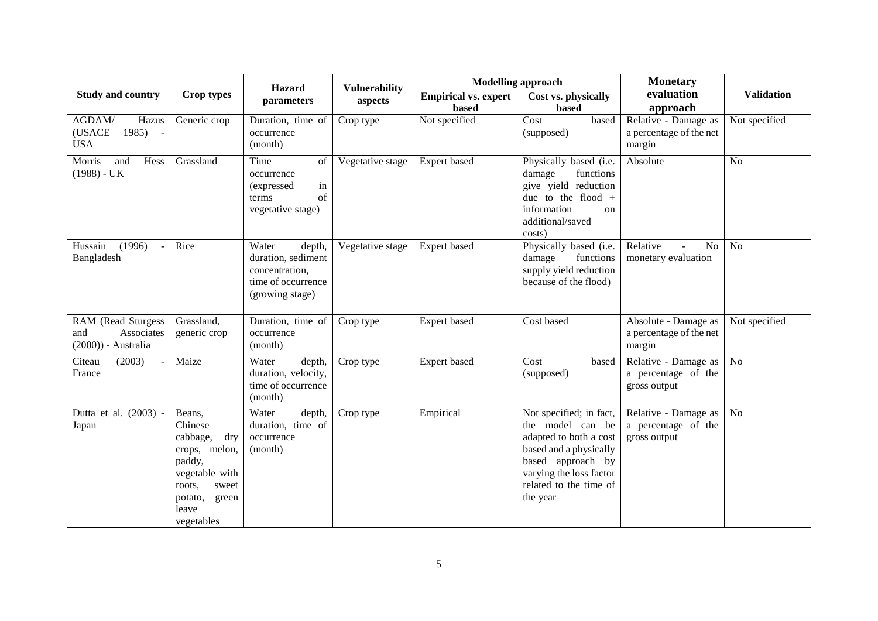| Study and country | Crop types | Hazard parameters | Vulnerability aspects | Modelling approach | | Monetary evaluation approach | Validation |
|---|---|---|---|---|---|---|---|
| | | | | Empirical vs. expert based | Cost vs. physically based | | |
| AGDAM/ Hazus (USACE 1985) - USA | Generic crop | Duration, time of occurrence (month) | Crop type | Not specified | Cost based (supposed) | Relative - Damage as a percentage of the net margin | Not specified |
| Morris and Hess (1988) - UK | Grassland | Time of occurrence (expressed in terms of vegetative stage) | Vegetative stage | Expert based | Physically based (i.e. damage functions give yield reduction due to the flood + information on additional/saved costs) | Absolute | No |
| Hussain (1996) - Bangladesh | Rice | Water depth, duration, sediment concentration, time of occurrence (growing stage) | Vegetative stage | Expert based | Physically based (i.e. damage functions supply yield reduction because of the flood) | Relative - No monetary evaluation | No |
| RAM (Read Sturgess and Associates (2000)) - Australia | Grassland, generic crop | Duration, time of occurrence (month) | Crop type | Expert based | Cost based | Absolute - Damage as a percentage of the net margin | Not specified |
| Citeau (2003) - France | Maize | Water depth, duration, velocity, time of occurrence (month) | Crop type | Expert based | Cost based (supposed) | Relative - Damage as a percentage of the gross output | No |
| Dutta et al. (2003) - Japan | Beans, Chinese cabbage, dry crops, melon, paddy, vegetable with roots, sweet potato, green leave vegetables | Water depth, duration, time of occurrence (month) | Crop type | Empirical | Not specified; in fact, the model can be adapted to both a cost based and a physically based approach by varying the loss factor related to the time of the year | Relative - Damage as a percentage of the gross output | No |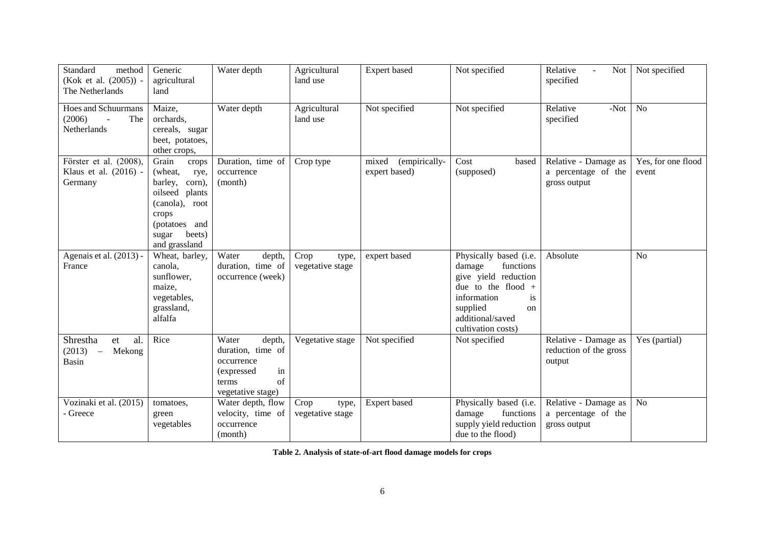| Standard method (Kok et al. (2005)) - The Netherlands | Generic agricultural land | Water depth | Agricultural land use | Expert based | Not specified | Relative - Not specified | Not specified |
|---|---|---|---|---|---|---|---|
| Hoes and Schuurmans (2006) - The Netherlands | Maize, orchards, cereals, sugar beet, potatoes, other crops, | Water depth | Agricultural land use | Not specified | Not specified | Relative -Not specified | No |
| Förster et al. (2008), Klaus et al. (2016) - Germany | Grain crops (wheat, rye, barley, corn), oilseed plants (canola), root crops (potatoes and sugar beets) and grassland | Duration, time of occurrence (month) | Crop type | mixed (empirically-expert based) | Cost based (supposed) | Relative - Damage as a percentage of the gross output | Yes, for one flood event |
| Agenais et al. (2013) - France | Wheat, barley, canola, sunflower, maize, vegetables, grassland, alfalfa | Water depth, duration, time of occurrence (week) | Crop type, vegetative stage | expert based | Physically based (i.e. damage functions give yield reduction due to the flood + information is supplied on additional/saved cultivation costs) | Absolute | No |
| Shrestha et al. (2013) – Mekong Basin | Rice | Water depth, duration, time of occurrence (expressed in terms of vegetative stage) | Vegetative stage | Not specified | Not specified | Relative - Damage as reduction of the gross output | Yes (partial) |
| Vozinaki et al. (2015) - Greece | tomatoes, green vegetables | Water depth, flow velocity, time of occurrence (month) | Crop type, vegetative stage | Expert based | Physically based (i.e. damage functions supply yield reduction due to the flood) | Relative - Damage as a percentage of the gross output | No |

**Table 2. Analysis of state-of-art flood damage models for crops**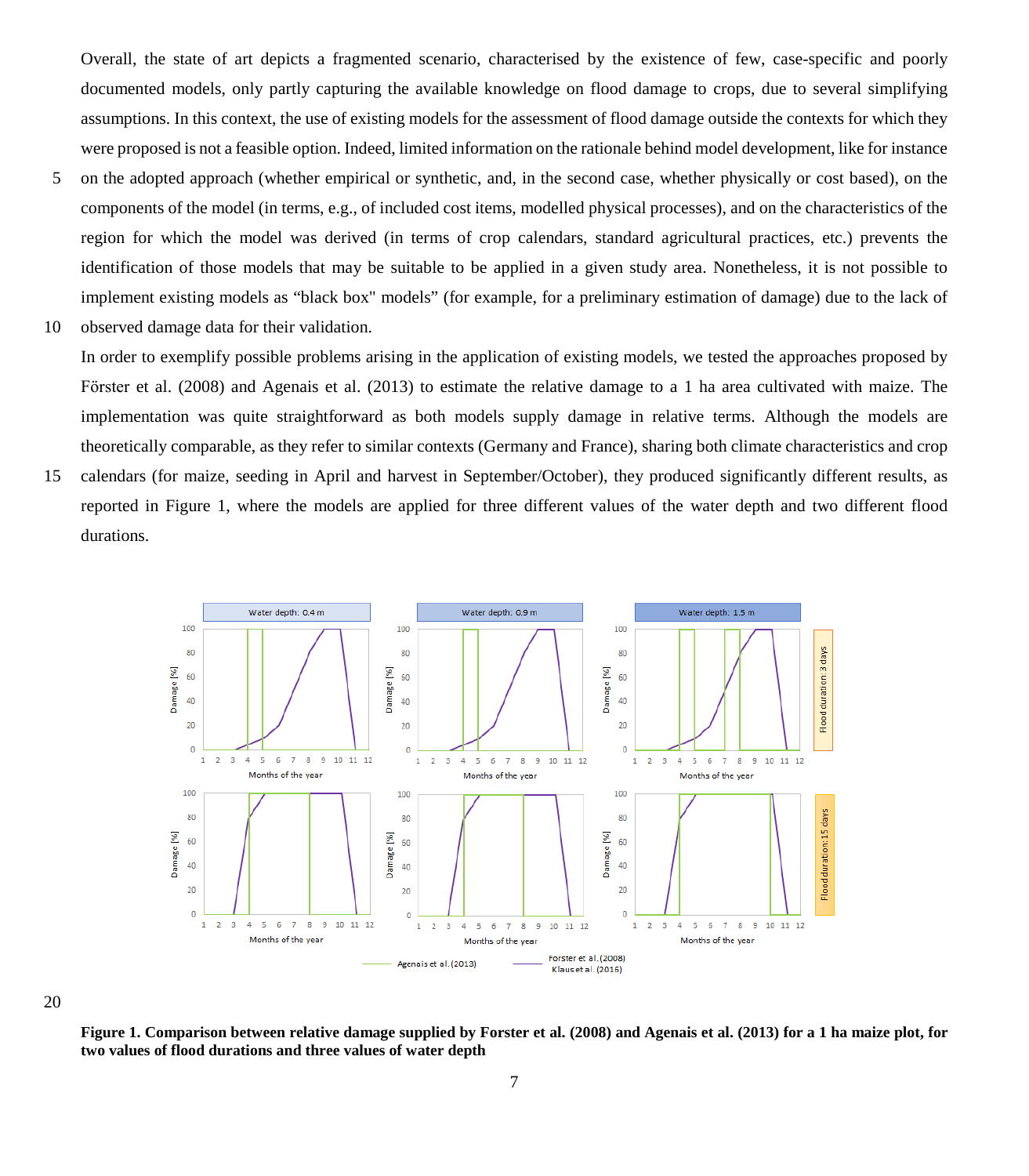Overall, the state of art depicts a fragmented scenario, characterised by the existence of few, case-specific and poorly documented models, only partly capturing the available knowledge on flood damage to crops, due to several simplifying assumptions. In this context, the use of existing models for the assessment of flood damage outside the contexts for which they were proposed is not a feasible option. Indeed, limited information on the rationale behind model development, like for instance on the adopted approach (whether empirical or synthetic, and, in the second case, whether physically or cost based), on the components of the model (in terms, e.g., of included cost items, modelled physical processes), and on the characteristics of the region for which the model was derived (in terms of crop calendars, standard agricultural practices, etc.) prevents the identification of those models that may be suitable to be applied in a given study area. Nonetheless, it is not possible to implement existing models as "black box" models" (for example, for a preliminary estimation of damage) due to the lack of observed damage data for their validation.

In order to exemplify possible problems arising in the application of existing models, we tested the approaches proposed by Förster et al. (2008) and Agenais et al. (2013) to estimate the relative damage to a 1 ha area cultivated with maize. The implementation was quite straightforward as both models supply damage in relative terms. Although the models are theoretically comparable, as they refer to similar contexts (Germany and France), sharing both climate characteristics and crop calendars (for maize, seeding in April and harvest in September/October), they produced significantly different results, as reported in Figure 1, where the models are applied for three different values of the water depth and two different flood durations.

**Figure 1. Comparison between relative damage supplied by Forster et al. (2008) and Agenais et al. (2013) for a 1 ha maize plot, for two values of flood durations and three values of water depth**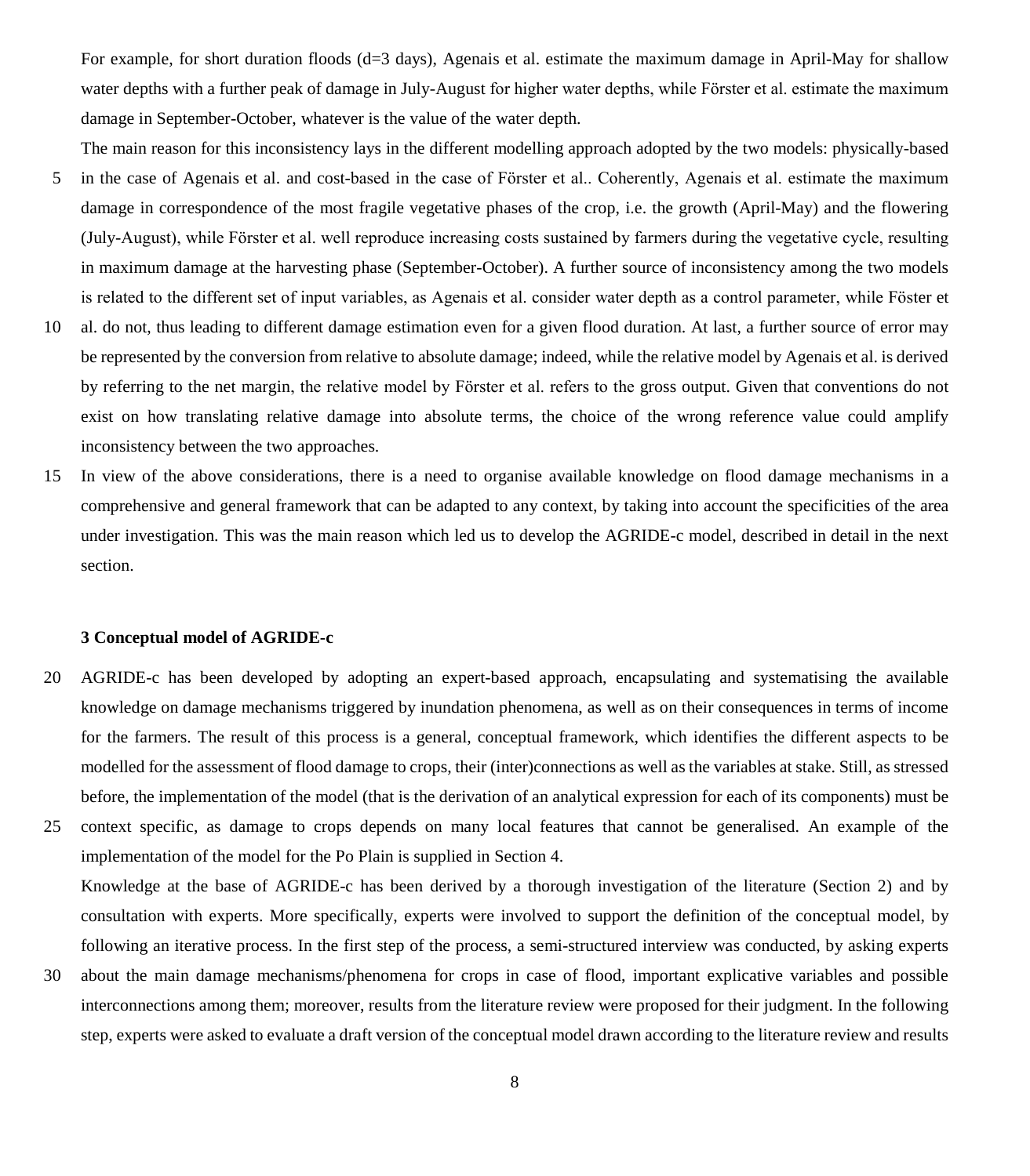For example, for short duration floods (d=3 days), Agenais et al. estimate the maximum damage in April-May for shallow water depths with a further peak of damage in July-August for higher water depths, while Förster et al. estimate the maximum damage in September-October, whatever is the value of the water depth.

The main reason for this inconsistency lays in the different modelling approach adopted by the two models: physically-based in the case of Agenais et al. and cost-based in the case of Förster et al.. Coherently, Agenais et al. estimate the maximum damage in correspondence of the most fragile vegetative phases of the crop, i.e. the growth (April-May) and the flowering (July-August), while Förster et al. well reproduce increasing costs sustained by farmers during the vegetative cycle, resulting in maximum damage at the harvesting phase (September-October). A further source of inconsistency among the two models is related to the different set of input variables, as Agenais et al. consider water depth as a control parameter, while Föster et al. do not, thus leading to different damage estimation even for a given flood duration. At last, a further source of error may be represented by the conversion from relative to absolute damage; indeed, while the relative model by Agenais et al. is derived by referring to the net margin, the relative model by Förster et al. refers to the gross output. Given that conventions do not exist on how translating relative damage into absolute terms, the choice of the wrong reference value could amplify inconsistency between the two approaches.

In view of the above considerations, there is a need to organise available knowledge on flood damage mechanisms in a comprehensive and general framework that can be adapted to any context, by taking into account the specificities of the area under investigation. This was the main reason which led us to develop the AGRIDE-c model, described in detail in the next section.

## 3 Conceptual model of AGRIDE-c

AGRIDE-c has been developed by adopting an expert-based approach, encapsulating and systematising the available knowledge on damage mechanisms triggered by inundation phenomena, as well as on their consequences in terms of income for the farmers. The result of this process is a general, conceptual framework, which identifies the different aspects to be modelled for the assessment of flood damage to crops, their (inter)connections as well as the variables at stake. Still, as stressed before, the implementation of the model (that is the derivation of an analytical expression for each of its components) must be context specific, as damage to crops depends on many local features that cannot be generalised. An example of the implementation of the model for the Po Plain is supplied in Section 4.

Knowledge at the base of AGRIDE-c has been derived by a thorough investigation of the literature (Section 2) and by consultation with experts. More specifically, experts were involved to support the definition of the conceptual model, by following an iterative process. In the first step of the process, a semi-structured interview was conducted, by asking experts about the main damage mechanisms/phenomena for crops in case of flood, important explicative variables and possible interconnections among them; moreover, results from the literature review were proposed for their judgment. In the following step, experts were asked to evaluate a draft version of the conceptual model drawn according to the literature review and results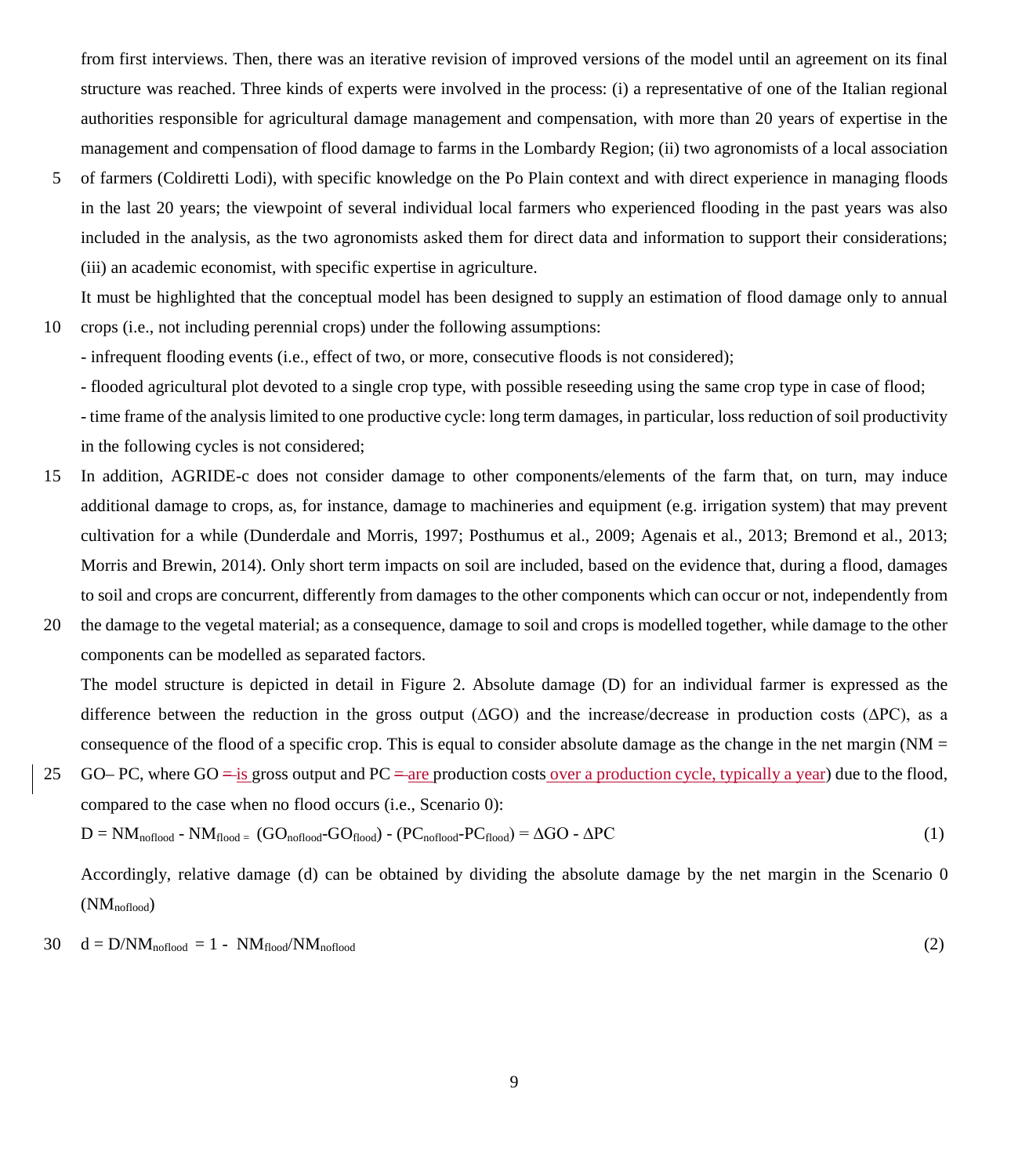from first interviews. Then, there was an iterative revision of improved versions of the model until an agreement on its final structure was reached. Three kinds of experts were involved in the process: (i) a representative of one of the Italian regional authorities responsible for agricultural damage management and compensation, with more than 20 years of expertise in the management and compensation of flood damage to farms in the Lombardy Region; (ii) two agronomists of a local association of farmers (Coldiretti Lodi), with specific knowledge on the Po Plain context and with direct experience in managing floods in the last 20 years; the viewpoint of several individual local farmers who experienced flooding in the past years was also included in the analysis, as the two agronomists asked them for direct data and information to support their considerations; (iii) an academic economist, with specific expertise in agriculture.

It must be highlighted that the conceptual model has been designed to supply an estimation of flood damage only to annual crops (i.e., not including perennial crops) under the following assumptions:

- infrequent flooding events (i.e., effect of two, or more, consecutive floods is not considered);
- flooded agricultural plot devoted to a single crop type, with possible reseeding using the same crop type in case of flood;
- time frame of the analysis limited to one productive cycle: long term damages, in particular, loss reduction of soil productivity in the following cycles is not considered;

In addition, AGRIDE-c does not consider damage to other components/elements of the farm that, on turn, may induce additional damage to crops, as, for instance, damage to machineries and equipment (e.g. irrigation system) that may prevent cultivation for a while (Dunderdale and Morris, 1997; Posthumus et al., 2009; Agenais et al., 2013; Bremond et al., 2013; Morris and Brewin, 2014). Only short term impacts on soil are included, based on the evidence that, during a flood, damages to soil and crops are concurrent, differently from damages to the other components which can occur or not, independently from the damage to the vegetal material; as a consequence, damage to soil and crops is modelled together, while damage to the other components can be modelled as separated factors.

The model structure is depicted in detail in Figure 2. Absolute damage (D) for an individual farmer is expressed as the difference between the reduction in the gross output (ΔGO) and the increase/decrease in production costs (ΔPC), as a consequence of the flood of a specific crop. This is equal to consider absolute damage as the change in the net margin (NM = GO– PC, where GO ~~=~~ is gross output and PC ~~=~~ are production costs over a production cycle, typically a year) due to the flood, compared to the case when no flood occurs (i.e., Scenario 0):

$$D = NM_{noflood} - NM_{flood} = (GO_{noflood} - GO_{flood}) - (PC_{noflood} - PC_{flood}) = \Delta GO - \Delta PC \quad (1)$$

Accordingly, relative damage (d) can be obtained by dividing the absolute damage by the net margin in the Scenario 0 ($NM_{noflood}$)

$$d = D/NM_{noflood} = 1 - NM_{flood}/NM_{noflood} \quad (2)$$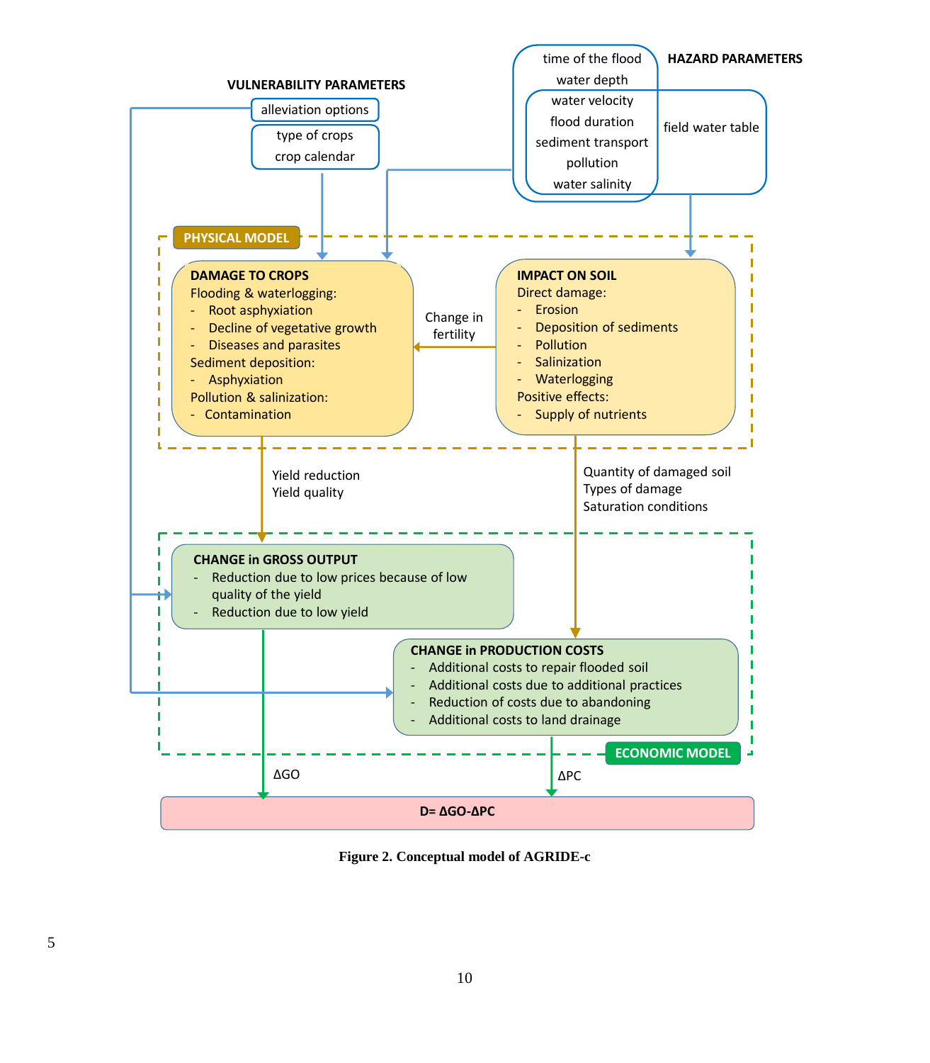**VULNERABILITY PARAMETERS**

- alleviation options
- type of crops
- crop calendar

**HAZARD PARAMETERS**

- time of the flood
- water depth
- water velocity
- flood duration
- sediment transport
- pollution
- water salinity
- field water table

**PHYSICAL MODEL**

**DAMAGE TO CROPS**

Flooding & waterlogging:

- Root asphyxiation
- Decline of vegetative growth
- Diseases and parasites

Sediment deposition:

- Asphyxiation

Pollution & salinization:

- Contamination

Change in fertility

**IMPACT ON SOIL**

Direct damage:

- Erosion
- Deposition of sediments
- Pollution
- Salinization
- Waterlogging

Positive effects:

- Supply of nutrients

Yield reduction
Yield quality

Quantity of damaged soil
Types of damage
Saturation conditions

**ECONOMIC MODEL**

**CHANGE in GROSS OUTPUT**

- Reduction due to low prices because of low quality of the yield
- Reduction due to low yield

**CHANGE in PRODUCTION COSTS**

- Additional costs to repair flooded soil
- Additional costs due to additional practices
- Reduction of costs due to abandoning
- Additional costs to land drainage

ΔGO

ΔPC

**D= ΔGO-ΔPC**

**Figure 2. Conceptual model of AGRIDE-c**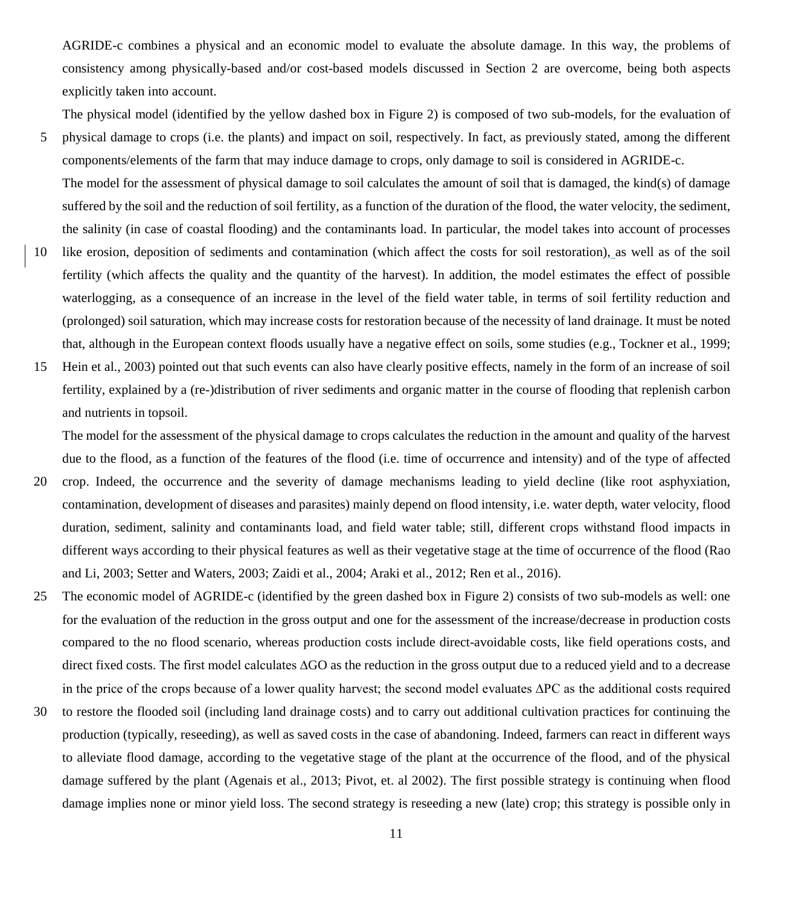AGRIDE-c combines a physical and an economic model to evaluate the absolute damage. In this way, the problems of consistency among physically-based and/or cost-based models discussed in Section 2 are overcome, being both aspects explicitly taken into account.

The physical model (identified by the yellow dashed box in Figure 2) is composed of two sub-models, for the evaluation of physical damage to crops (i.e. the plants) and impact on soil, respectively. In fact, as previously stated, among the different components/elements of the farm that may induce damage to crops, only damage to soil is considered in AGRIDE-c.

The model for the assessment of physical damage to soil calculates the amount of soil that is damaged, the kind(s) of damage suffered by the soil and the reduction of soil fertility, as a function of the duration of the flood, the water velocity, the sediment, the salinity (in case of coastal flooding) and the contaminants load. In particular, the model takes into account of processes like erosion, deposition of sediments and contamination (which affect the costs for soil restoration), as well as of the soil fertility (which affects the quality and the quantity of the harvest). In addition, the model estimates the effect of possible waterlogging, as a consequence of an increase in the level of the field water table, in terms of soil fertility reduction and (prolonged) soil saturation, which may increase costs for restoration because of the necessity of land drainage. It must be noted that, although in the European context floods usually have a negative effect on soils, some studies (e.g., Tockner et al., 1999; Hein et al., 2003) pointed out that such events can also have clearly positive effects, namely in the form of an increase of soil fertility, explained by a (re-)distribution of river sediments and organic matter in the course of flooding that replenish carbon and nutrients in topsoil.

The model for the assessment of the physical damage to crops calculates the reduction in the amount and quality of the harvest due to the flood, as a function of the features of the flood (i.e. time of occurrence and intensity) and of the type of affected crop. Indeed, the occurrence and the severity of damage mechanisms leading to yield decline (like root asphyxiation, contamination, development of diseases and parasites) mainly depend on flood intensity, i.e. water depth, water velocity, flood duration, sediment, salinity and contaminants load, and field water table; still, different crops withstand flood impacts in different ways according to their physical features as well as their vegetative stage at the time of occurrence of the flood (Rao and Li, 2003; Setter and Waters, 2003; Zaidi et al., 2004; Araki et al., 2012; Ren et al., 2016).

The economic model of AGRIDE-c (identified by the green dashed box in Figure 2) consists of two sub-models as well: one for the evaluation of the reduction in the gross output and one for the assessment of the increase/decrease in production costs compared to the no flood scenario, whereas production costs include direct-avoidable costs, like field operations costs, and direct fixed costs. The first model calculates $\Delta GO$ as the reduction in the gross output due to a reduced yield and to a decrease in the price of the crops because of a lower quality harvest; the second model evaluates $\Delta PC$ as the additional costs required to restore the flooded soil (including land drainage costs) and to carry out additional cultivation practices for continuing the production (typically, reseeding), as well as saved costs in the case of abandoning. Indeed, farmers can react in different ways to alleviate flood damage, according to the vegetative stage of the plant at the occurrence of the flood, and of the physical damage suffered by the plant (Agenais et al., 2013; Pivot, et. al 2002). The first possible strategy is continuing when flood damage implies none or minor yield loss. The second strategy is reseeding a new (late) crop; this strategy is possible only in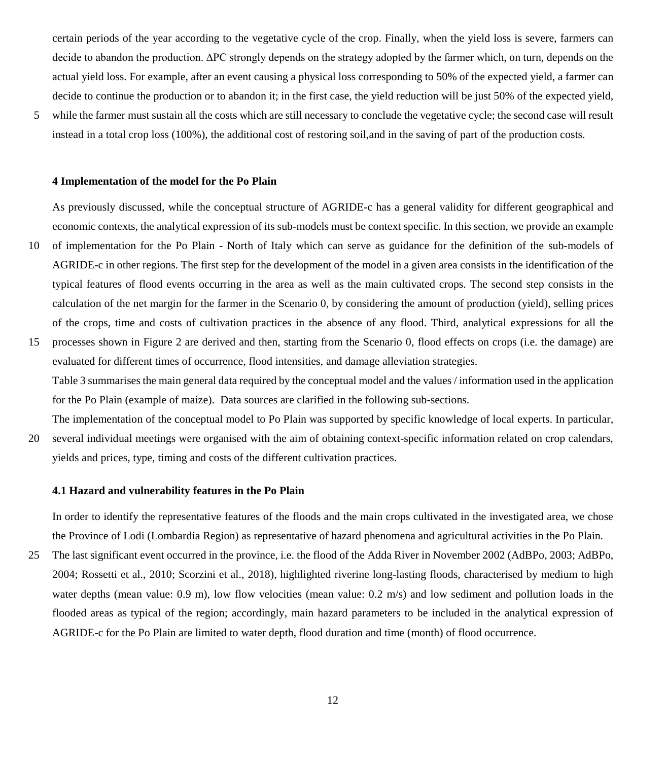certain periods of the year according to the vegetative cycle of the crop. Finally, when the yield loss is severe, farmers can decide to abandon the production. ΔPC strongly depends on the strategy adopted by the farmer which, on turn, depends on the actual yield loss. For example, after an event causing a physical loss corresponding to 50% of the expected yield, a farmer can decide to continue the production or to abandon it; in the first case, the yield reduction will be just 50% of the expected yield, while the farmer must sustain all the costs which are still necessary to conclude the vegetative cycle; the second case will result instead in a total crop loss (100%), the additional cost of restoring soil,and in the saving of part of the production costs.

## 4 Implementation of the model for the Po Plain

As previously discussed, while the conceptual structure of AGRIDE-c has a general validity for different geographical and economic contexts, the analytical expression of its sub-models must be context specific. In this section, we provide an example of implementation for the Po Plain - North of Italy which can serve as guidance for the definition of the sub-models of AGRIDE-c in other regions. The first step for the development of the model in a given area consists in the identification of the typical features of flood events occurring in the area as well as the main cultivated crops. The second step consists in the calculation of the net margin for the farmer in the Scenario 0, by considering the amount of production (yield), selling prices of the crops, time and costs of cultivation practices in the absence of any flood. Third, analytical expressions for all the processes shown in Figure 2 are derived and then, starting from the Scenario 0, flood effects on crops (i.e. the damage) are evaluated for different times of occurrence, flood intensities, and damage alleviation strategies.

Table 3 summarises the main general data required by the conceptual model and the values / information used in the application for the Po Plain (example of maize). Data sources are clarified in the following sub-sections.

The implementation of the conceptual model to Po Plain was supported by specific knowledge of local experts. In particular, several individual meetings were organised with the aim of obtaining context-specific information related on crop calendars, yields and prices, type, timing and costs of the different cultivation practices.

### 4.1 Hazard and vulnerability features in the Po Plain

In order to identify the representative features of the floods and the main crops cultivated in the investigated area, we chose the Province of Lodi (Lombardia Region) as representative of hazard phenomena and agricultural activities in the Po Plain. The last significant event occurred in the province, i.e. the flood of the Adda River in November 2002 (AdBPo, 2003; AdBPo, 2004; Rossetti et al., 2010; Scorzini et al., 2018), highlighted riverine long-lasting floods, characterised by medium to high water depths (mean value: 0.9 m), low flow velocities (mean value: 0.2 m/s) and low sediment and pollution loads in the flooded areas as typical of the region; accordingly, main hazard parameters to be included in the analytical expression of AGRIDE-c for the Po Plain are limited to water depth, flood duration and time (month) of flood occurrence.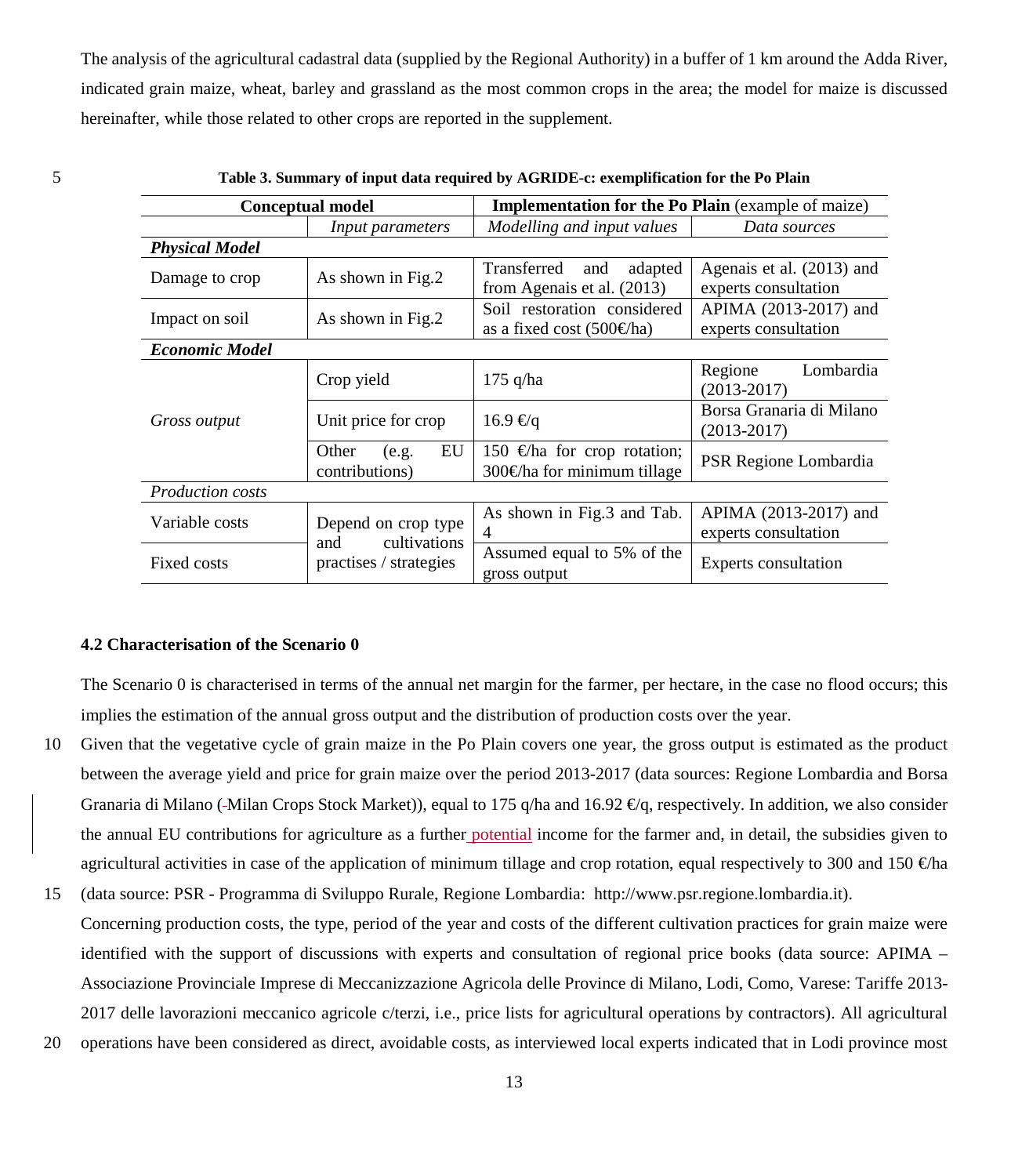The analysis of the agricultural cadastral data (supplied by the Regional Authority) in a buffer of 1 km around the Adda River, indicated grain maize, wheat, barley and grassland as the most common crops in the area; the model for maize is discussed hereinafter, while those related to other crops are reported in the supplement.

**Table 3. Summary of input data required by AGRIDE-c: exemplification for the Po Plain**

| **Conceptual model** | | **Implementation for the Po Plain** (example of maize) | |
|---|---|---|---|
| | *Input parameters* | *Modelling and input values* | *Data sources* |
| ***Physical Model*** | | | |
| Damage to crop | As shown in Fig.2 | Transferred and adapted from Agenais et al. (2013) | Agenais et al. (2013) and experts consultation |
| Impact on soil | As shown in Fig.2 | Soil restoration considered as a fixed cost (500€/ha) | APIMA (2013-2017) and experts consultation |
| ***Economic Model*** | | | |
| *Gross output* | Crop yield | 175 q/ha | Regione Lombardia (2013-2017) |
| | Unit price for crop | 16.9 €/q | Borsa Granaria di Milano (2013-2017) |
| | Other (e.g. EU contributions) | 150 €/ha for crop rotation; 300€/ha for minimum tillage | PSR Regione Lombardia |
| *Production costs* | | | |
| Variable costs | Depend on crop type and cultivations practises / strategies | As shown in Fig.3 and Tab. 4 | APIMA (2013-2017) and experts consultation |
| Fixed costs | | Assumed equal to 5% of the gross output | Experts consultation |

### 4.2 Characterisation of the Scenario 0

The Scenario 0 is characterised in terms of the annual net margin for the farmer, per hectare, in the case no flood occurs; this implies the estimation of the annual gross output and the distribution of production costs over the year.

Given that the vegetative cycle of grain maize in the Po Plain covers one year, the gross output is estimated as the product between the average yield and price for grain maize over the period 2013-2017 (data sources: Regione Lombardia and Borsa Granaria di Milano (Milan Crops Stock Market)), equal to 175 q/ha and 16.92 €/q, respectively. In addition, we also consider the annual EU contributions for agriculture as a further potential income for the farmer and, in detail, the subsidies given to agricultural activities in case of the application of minimum tillage and crop rotation, equal respectively to 300 and 150 €/ha (data source: PSR - Programma di Sviluppo Rurale, Regione Lombardia: http://www.psr.regione.lombardia.it).

Concerning production costs, the type, period of the year and costs of the different cultivation practices for grain maize were identified with the support of discussions with experts and consultation of regional price books (data source: APIMA – Associazione Provinciale Imprese di Meccanizzazione Agricola delle Province di Milano, Lodi, Como, Varese: Tariffe 2013-2017 delle lavorazioni meccanico agricole c/terzi, i.e., price lists for agricultural operations by contractors). All agricultural operations have been considered as direct, avoidable costs, as interviewed local experts indicated that in Lodi province most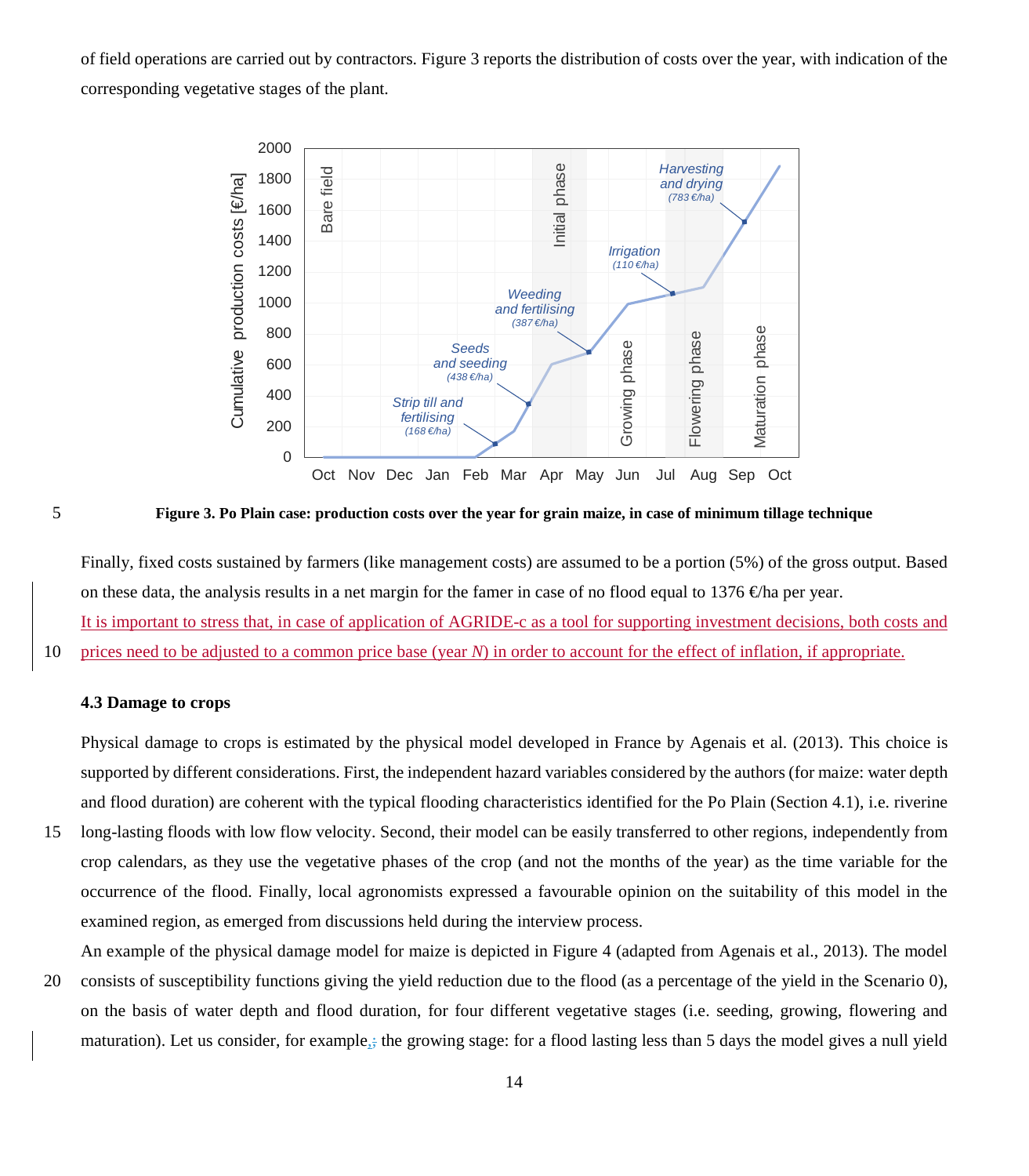of field operations are carried out by contractors. Figure 3 reports the distribution of costs over the year, with indication of the corresponding vegetative stages of the plant.

**Figure 3. Po Plain case: production costs over the year for grain maize, in case of minimum tillage technique**

Finally, fixed costs sustained by farmers (like management costs) are assumed to be a portion (5%) of the gross output. Based on these data, the analysis results in a net margin for the famer in case of no flood equal to 1376 €/ha per year.

It is important to stress that, in case of application of AGRIDE-c as a tool for supporting investment decisions, both costs and prices need to be adjusted to a common price base (year *N*) in order to account for the effect of inflation, if appropriate.

### 4.3 Damage to crops

Physical damage to crops is estimated by the physical model developed in France by Agenais et al. (2013). This choice is supported by different considerations. First, the independent hazard variables considered by the authors (for maize: water depth and flood duration) are coherent with the typical flooding characteristics identified for the Po Plain (Section 4.1), i.e. riverine long-lasting floods with low flow velocity. Second, their model can be easily transferred to other regions, independently from crop calendars, as they use the vegetative phases of the crop (and not the months of the year) as the time variable for the occurrence of the flood. Finally, local agronomists expressed a favourable opinion on the suitability of this model in the examined region, as emerged from discussions held during the interview process.

An example of the physical damage model for maize is depicted in Figure 4 (adapted from Agenais et al., 2013). The model consists of susceptibility functions giving the yield reduction due to the flood (as a percentage of the yield in the Scenario 0), on the basis of water depth and flood duration, for four different vegetative stages (i.e. seeding, growing, flowering and maturation). Let us consider, for example, the growing stage: for a flood lasting less than 5 days the model gives a null yield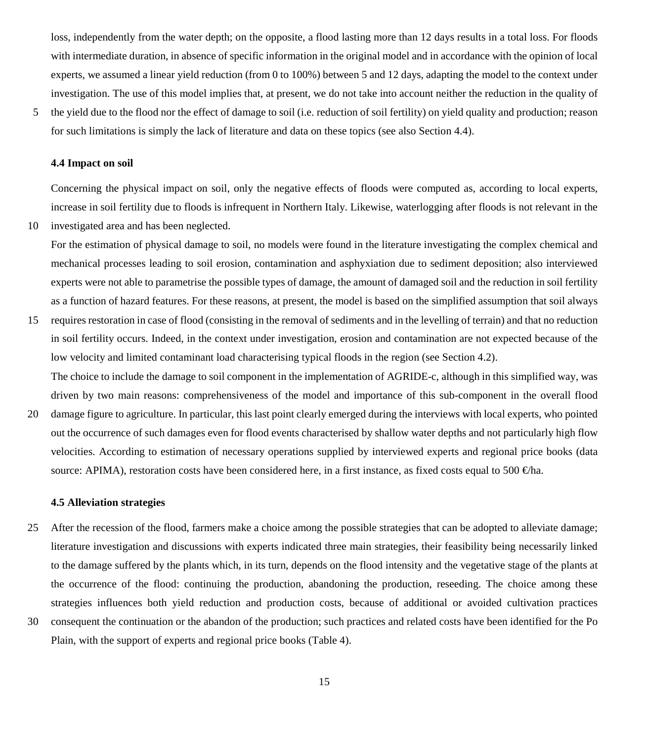loss, independently from the water depth; on the opposite, a flood lasting more than 12 days results in a total loss. For floods with intermediate duration, in absence of specific information in the original model and in accordance with the opinion of local experts, we assumed a linear yield reduction (from 0 to 100%) between 5 and 12 days, adapting the model to the context under investigation. The use of this model implies that, at present, we do not take into account neither the reduction in the quality of the yield due to the flood nor the effect of damage to soil (i.e. reduction of soil fertility) on yield quality and production; reason for such limitations is simply the lack of literature and data on these topics (see also Section 4.4).

### 4.4 Impact on soil

Concerning the physical impact on soil, only the negative effects of floods were computed as, according to local experts, increase in soil fertility due to floods is infrequent in Northern Italy. Likewise, waterlogging after floods is not relevant in the investigated area and has been neglected.

For the estimation of physical damage to soil, no models were found in the literature investigating the complex chemical and mechanical processes leading to soil erosion, contamination and asphyxiation due to sediment deposition; also interviewed experts were not able to parametrise the possible types of damage, the amount of damaged soil and the reduction in soil fertility as a function of hazard features. For these reasons, at present, the model is based on the simplified assumption that soil always requires restoration in case of flood (consisting in the removal of sediments and in the levelling of terrain) and that no reduction in soil fertility occurs. Indeed, in the context under investigation, erosion and contamination are not expected because of the low velocity and limited contaminant load characterising typical floods in the region (see Section 4.2).

The choice to include the damage to soil component in the implementation of AGRIDE-c, although in this simplified way, was driven by two main reasons: comprehensiveness of the model and importance of this sub-component in the overall flood damage figure to agriculture. In particular, this last point clearly emerged during the interviews with local experts, who pointed out the occurrence of such damages even for flood events characterised by shallow water depths and not particularly high flow velocities. According to estimation of necessary operations supplied by interviewed experts and regional price books (data source: APIMA), restoration costs have been considered here, in a first instance, as fixed costs equal to 500 €/ha.

### 4.5 Alleviation strategies

After the recession of the flood, farmers make a choice among the possible strategies that can be adopted to alleviate damage; literature investigation and discussions with experts indicated three main strategies, their feasibility being necessarily linked to the damage suffered by the plants which, in its turn, depends on the flood intensity and the vegetative stage of the plants at the occurrence of the flood: continuing the production, abandoning the production, reseeding. The choice among these strategies influences both yield reduction and production costs, because of additional or avoided cultivation practices consequent the continuation or the abandon of the production; such practices and related costs have been identified for the Po Plain, with the support of experts and regional price books (Table 4).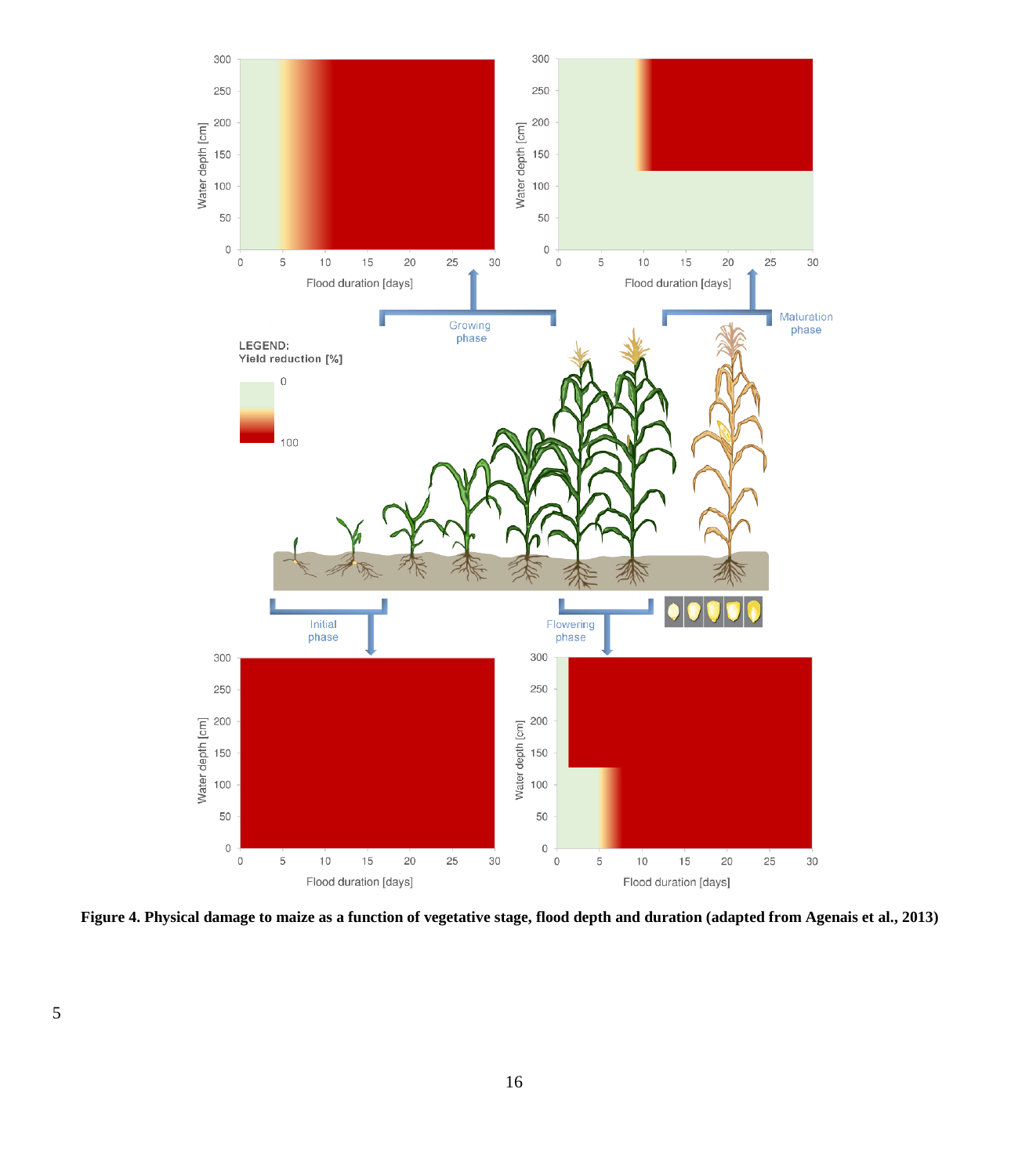**Figure 4. Physical damage to maize as a function of vegetative stage, flood depth and duration (adapted from Agenais et al., 2013)**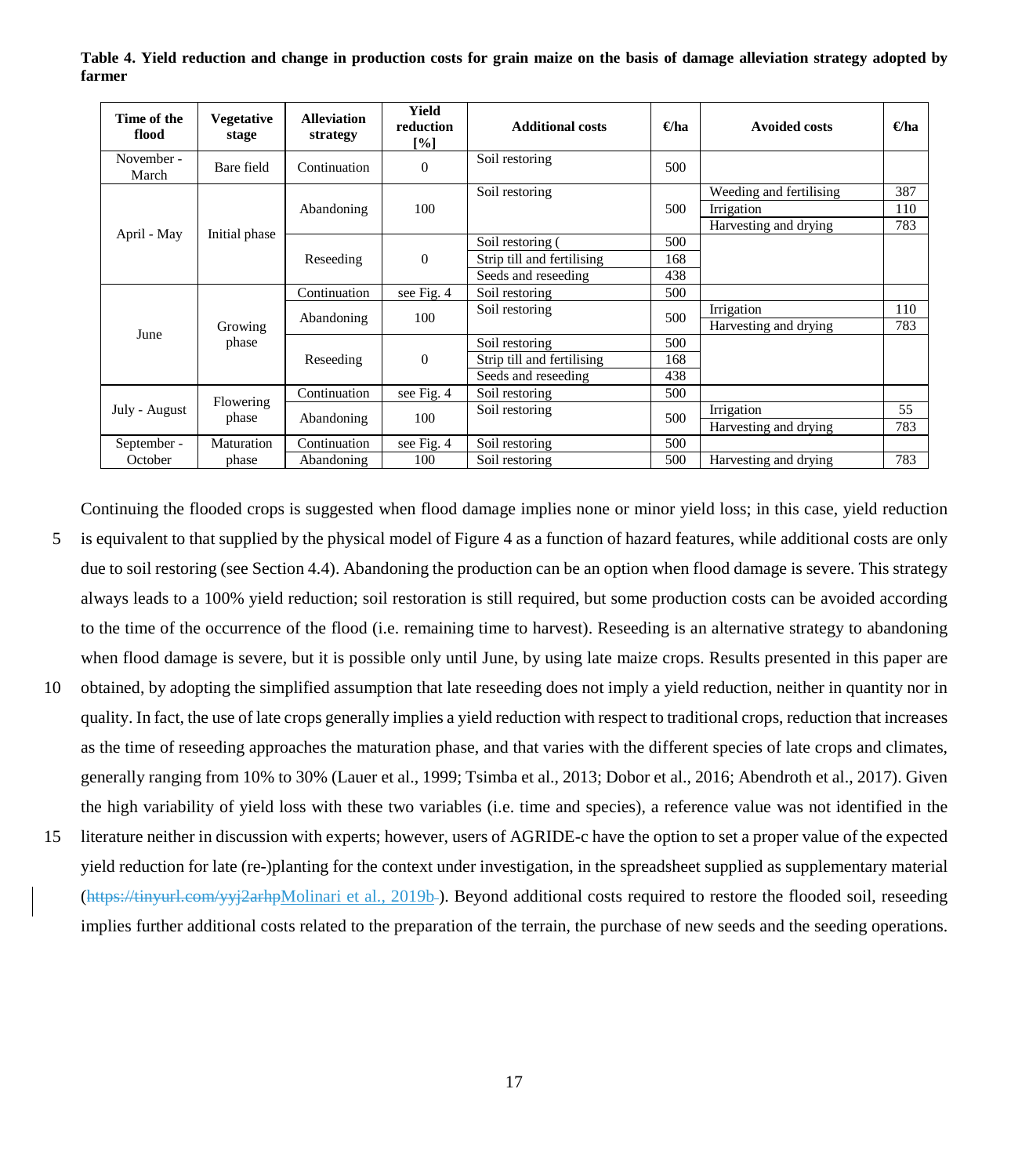**Table 4. Yield reduction and change in production costs for grain maize on the basis of damage alleviation strategy adopted by farmer**

| Time of the flood | Vegetative stage | Alleviation strategy | Yield reduction [%] | Additional costs | €/ha | Avoided costs | €/ha |
|---|---|---|---|---|---|---|---|
| November - March | Bare field | Continuation | 0 | Soil restoring | 500 | | |
| April - May | Initial phase | Abandoning | 100 | Soil restoring | 500 | Weeding and fertilising | 387 |
| | | | | | | Irrigation | 110 |
| | | | | | | Harvesting and drying | 783 |
| | | Reseeding | 0 | Soil restoring ( | 500 | | |
| | | | | Strip till and fertilising | 168 | | |
| | | | | Seeds and reseeding | 438 | | |
| June | Growing phase | Continuation | see Fig. 4 | Soil restoring | 500 | | |
| | | Abandoning | 100 | Soil restoring | 500 | Irrigation | 110 |
| | | | | | | Harvesting and drying | 783 |
| | | Reseeding | 0 | Soil restoring | 500 | | |
| | | | | Strip till and fertilising | 168 | | |
| | | | | Seeds and reseeding | 438 | | |
| July - August | Flowering phase | Continuation | see Fig. 4 | Soil restoring | 500 | | |
| | | Abandoning | 100 | Soil restoring | 500 | Irrigation | 55 |
| | | | | | | Harvesting and drying | 783 |
| September - October | Maturation phase | Continuation | see Fig. 4 | Soil restoring | 500 | | |
| | | Abandoning | 100 | Soil restoring | 500 | Harvesting and drying | 783 |

Continuing the flooded crops is suggested when flood damage implies none or minor yield loss; in this case, yield reduction is equivalent to that supplied by the physical model of Figure 4 as a function of hazard features, while additional costs are only due to soil restoring (see Section 4.4). Abandoning the production can be an option when flood damage is severe. This strategy always leads to a 100% yield reduction; soil restoration is still required, but some production costs can be avoided according to the time of the occurrence of the flood (i.e. remaining time to harvest). Reseeding is an alternative strategy to abandoning when flood damage is severe, but it is possible only until June, by using late maize crops. Results presented in this paper are obtained, by adopting the simplified assumption that late reseeding does not imply a yield reduction, neither in quantity nor in quality. In fact, the use of late crops generally implies a yield reduction with respect to traditional crops, reduction that increases as the time of reseeding approaches the maturation phase, and that varies with the different species of late crops and climates, generally ranging from 10% to 30% (Lauer et al., 1999; Tsimba et al., 2013; Dobor et al., 2016; Abendroth et al., 2017). Given the high variability of yield loss with these two variables (i.e. time and species), a reference value was not identified in the literature neither in discussion with experts; however, users of AGRIDE-c have the option to set a proper value of the expected yield reduction for late (re-)planting for the context under investigation, in the spreadsheet supplied as supplementary material (~~https://tinyurl.com/yyj2arhp~~Molinari et al., 2019b ). Beyond additional costs required to restore the flooded soil, reseeding implies further additional costs related to the preparation of the terrain, the purchase of new seeds and the seeding operations.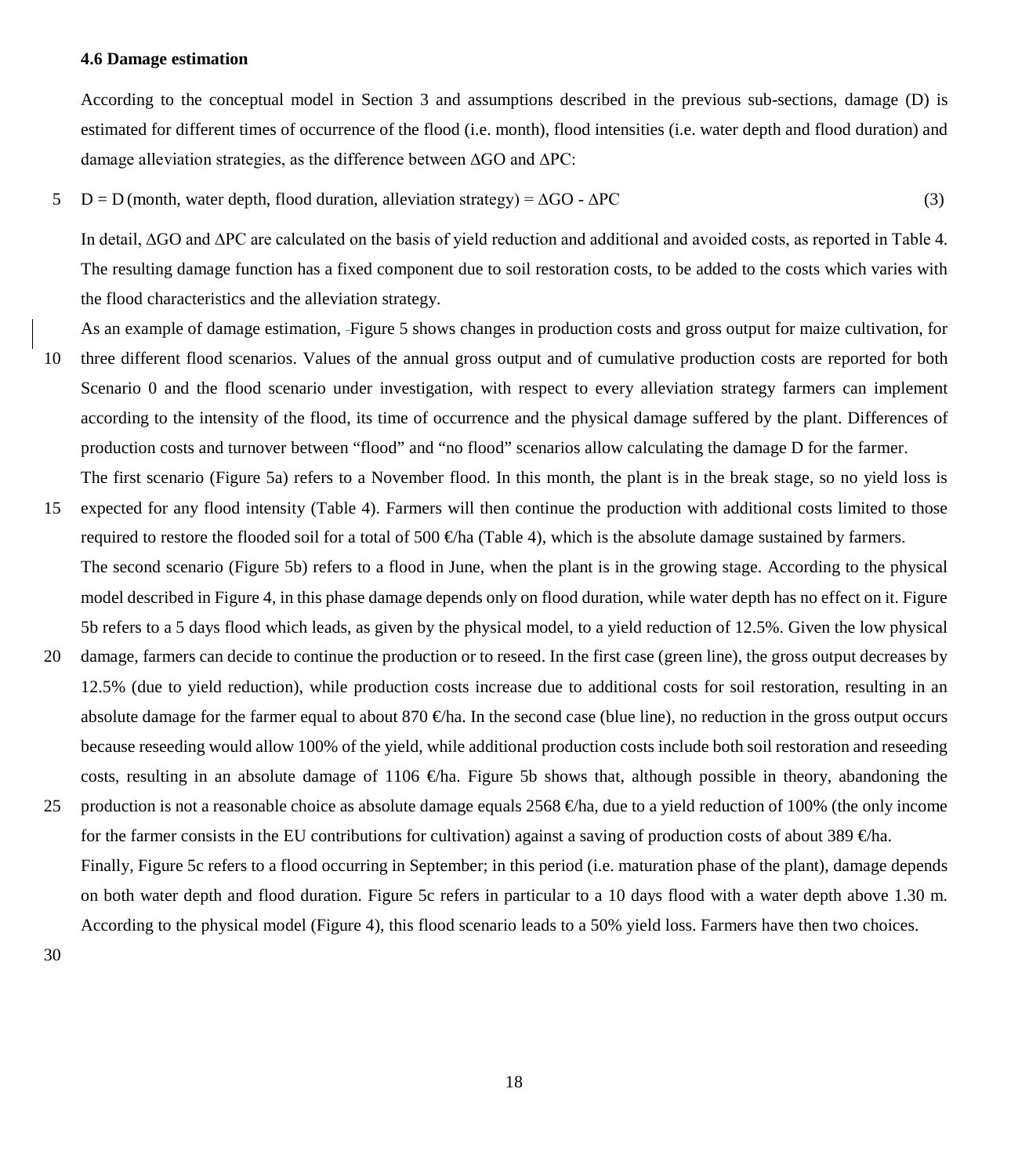### 4.6 Damage estimation

According to the conceptual model in Section 3 and assumptions described in the previous sub-sections, damage (D) is estimated for different times of occurrence of the flood (i.e. month), flood intensities (i.e. water depth and flood duration) and damage alleviation strategies, as the difference between $\Delta$GO and $\Delta$PC:

$$D = D\,(\text{month, water depth, flood duration, alleviation strategy}) = \Delta GO - \Delta PC \tag{3}$$

In detail, $\Delta$GO and $\Delta$PC are calculated on the basis of yield reduction and additional and avoided costs, as reported in Table 4. The resulting damage function has a fixed component due to soil restoration costs, to be added to the costs which varies with the flood characteristics and the alleviation strategy.

As an example of damage estimation, Figure 5 shows changes in production costs and gross output for maize cultivation, for three different flood scenarios. Values of the annual gross output and of cumulative production costs are reported for both Scenario 0 and the flood scenario under investigation, with respect to every alleviation strategy farmers can implement according to the intensity of the flood, its time of occurrence and the physical damage suffered by the plant. Differences of production costs and turnover between "flood" and "no flood" scenarios allow calculating the damage D for the farmer.

The first scenario (Figure 5a) refers to a November flood. In this month, the plant is in the break stage, so no yield loss is expected for any flood intensity (Table 4). Farmers will then continue the production with additional costs limited to those required to restore the flooded soil for a total of 500 €/ha (Table 4), which is the absolute damage sustained by farmers.

The second scenario (Figure 5b) refers to a flood in June, when the plant is in the growing stage. According to the physical model described in Figure 4, in this phase damage depends only on flood duration, while water depth has no effect on it. Figure 5b refers to a 5 days flood which leads, as given by the physical model, to a yield reduction of 12.5%. Given the low physical damage, farmers can decide to continue the production or to reseed. In the first case (green line), the gross output decreases by 12.5% (due to yield reduction), while production costs increase due to additional costs for soil restoration, resulting in an absolute damage for the farmer equal to about 870 €/ha. In the second case (blue line), no reduction in the gross output occurs because reseeding would allow 100% of the yield, while additional production costs include both soil restoration and reseeding costs, resulting in an absolute damage of 1106 €/ha. Figure 5b shows that, although possible in theory, abandoning the production is not a reasonable choice as absolute damage equals 2568 €/ha, due to a yield reduction of 100% (the only income for the farmer consists in the EU contributions for cultivation) against a saving of production costs of about 389 €/ha.

Finally, Figure 5c refers to a flood occurring in September; in this period (i.e. maturation phase of the plant), damage depends on both water depth and flood duration. Figure 5c refers in particular to a 10 days flood with a water depth above 1.30 m. According to the physical model (Figure 4), this flood scenario leads to a 50% yield loss. Farmers have then two choices.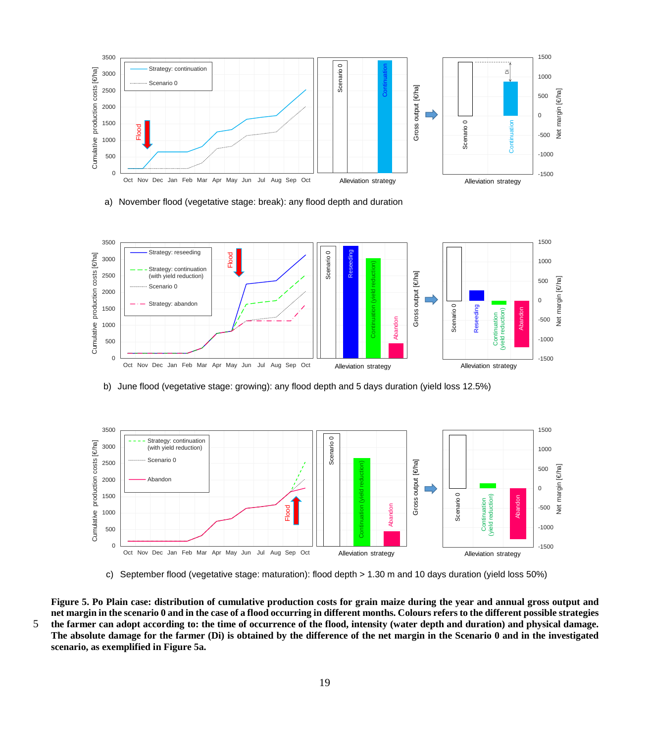a) November flood (vegetative stage: break): any flood depth and duration

b) June flood (vegetative stage: growing): any flood depth and 5 days duration (yield loss 12.5%)

c) September flood (vegetative stage: maturation): flood depth > 1.30 m and 10 days duration (yield loss 50%)

**Figure 5. Po Plain case: distribution of cumulative production costs for grain maize during the year and annual gross output and net margin in the scenario 0 and in the case of a flood occurring in different months. Colours refers to the different possible strategies the farmer can adopt according to: the time of occurrence of the flood, intensity (water depth and duration) and physical damage. The absolute damage for the farmer (Di) is obtained by the difference of the net margin in the Scenario 0 and in the investigated scenario, as exemplified in Figure 5a.**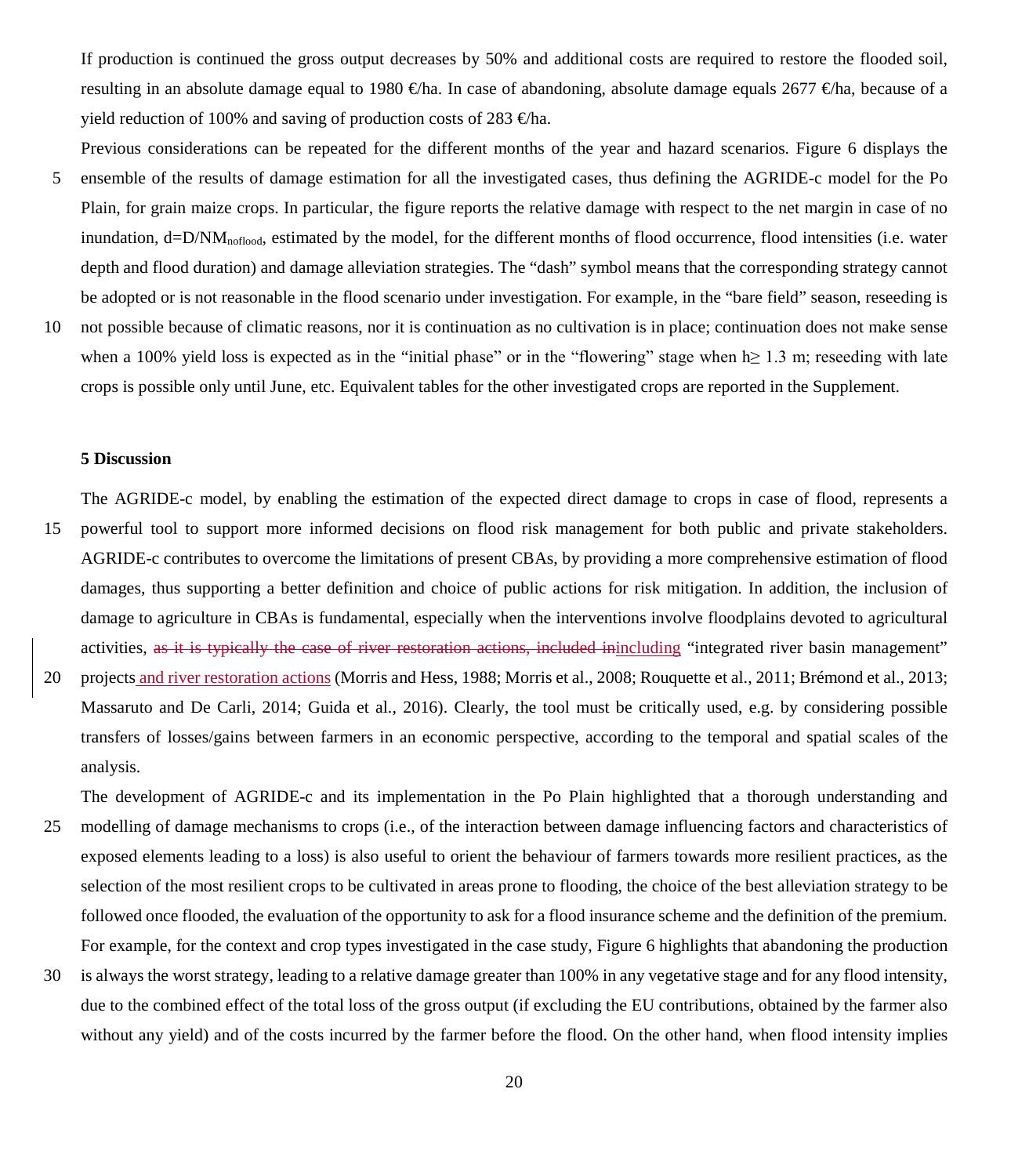If production is continued the gross output decreases by 50% and additional costs are required to restore the flooded soil, resulting in an absolute damage equal to 1980 €/ha. In case of abandoning, absolute damage equals 2677 €/ha, because of a yield reduction of 100% and saving of production costs of 283 €/ha.

Previous considerations can be repeated for the different months of the year and hazard scenarios. Figure 6 displays the ensemble of the results of damage estimation for all the investigated cases, thus defining the AGRIDE-c model for the Po Plain, for grain maize crops. In particular, the figure reports the relative damage with respect to the net margin in case of no inundation, $d=D/NM_{noflood}$, estimated by the model, for the different months of flood occurrence, flood intensities (i.e. water depth and flood duration) and damage alleviation strategies. The "dash" symbol means that the corresponding strategy cannot be adopted or is not reasonable in the flood scenario under investigation. For example, in the "bare field" season, reseeding is not possible because of climatic reasons, nor it is continuation as no cultivation is in place; continuation does not make sense when a 100% yield loss is expected as in the "initial phase" or in the "flowering" stage when $h \geq 1.3$ m; reseeding with late crops is possible only until June, etc. Equivalent tables for the other investigated crops are reported in the Supplement.

## 5 Discussion

The AGRIDE-c model, by enabling the estimation of the expected direct damage to crops in case of flood, represents a powerful tool to support more informed decisions on flood risk management for both public and private stakeholders. AGRIDE-c contributes to overcome the limitations of present CBAs, by providing a more comprehensive estimation of flood damages, thus supporting a better definition and choice of public actions for risk mitigation. In addition, the inclusion of damage to agriculture in CBAs is fundamental, especially when the interventions involve floodplains devoted to agricultural activities, ~~as it is typically the case of river restoration actions, included in~~including "integrated river basin management" projects and river restoration actions (Morris and Hess, 1988; Morris et al., 2008; Rouquette et al., 2011; Brémond et al., 2013; Massaruto and De Carli, 2014; Guida et al., 2016). Clearly, the tool must be critically used, e.g. by considering possible transfers of losses/gains between farmers in an economic perspective, according to the temporal and spatial scales of the analysis.

The development of AGRIDE-c and its implementation in the Po Plain highlighted that a thorough understanding and modelling of damage mechanisms to crops (i.e., of the interaction between damage influencing factors and characteristics of exposed elements leading to a loss) is also useful to orient the behaviour of farmers towards more resilient practices, as the selection of the most resilient crops to be cultivated in areas prone to flooding, the choice of the best alleviation strategy to be followed once flooded, the evaluation of the opportunity to ask for a flood insurance scheme and the definition of the premium. For example, for the context and crop types investigated in the case study, Figure 6 highlights that abandoning the production is always the worst strategy, leading to a relative damage greater than 100% in any vegetative stage and for any flood intensity, due to the combined effect of the total loss of the gross output (if excluding the EU contributions, obtained by the farmer also without any yield) and of the costs incurred by the farmer before the flood. On the other hand, when flood intensity implies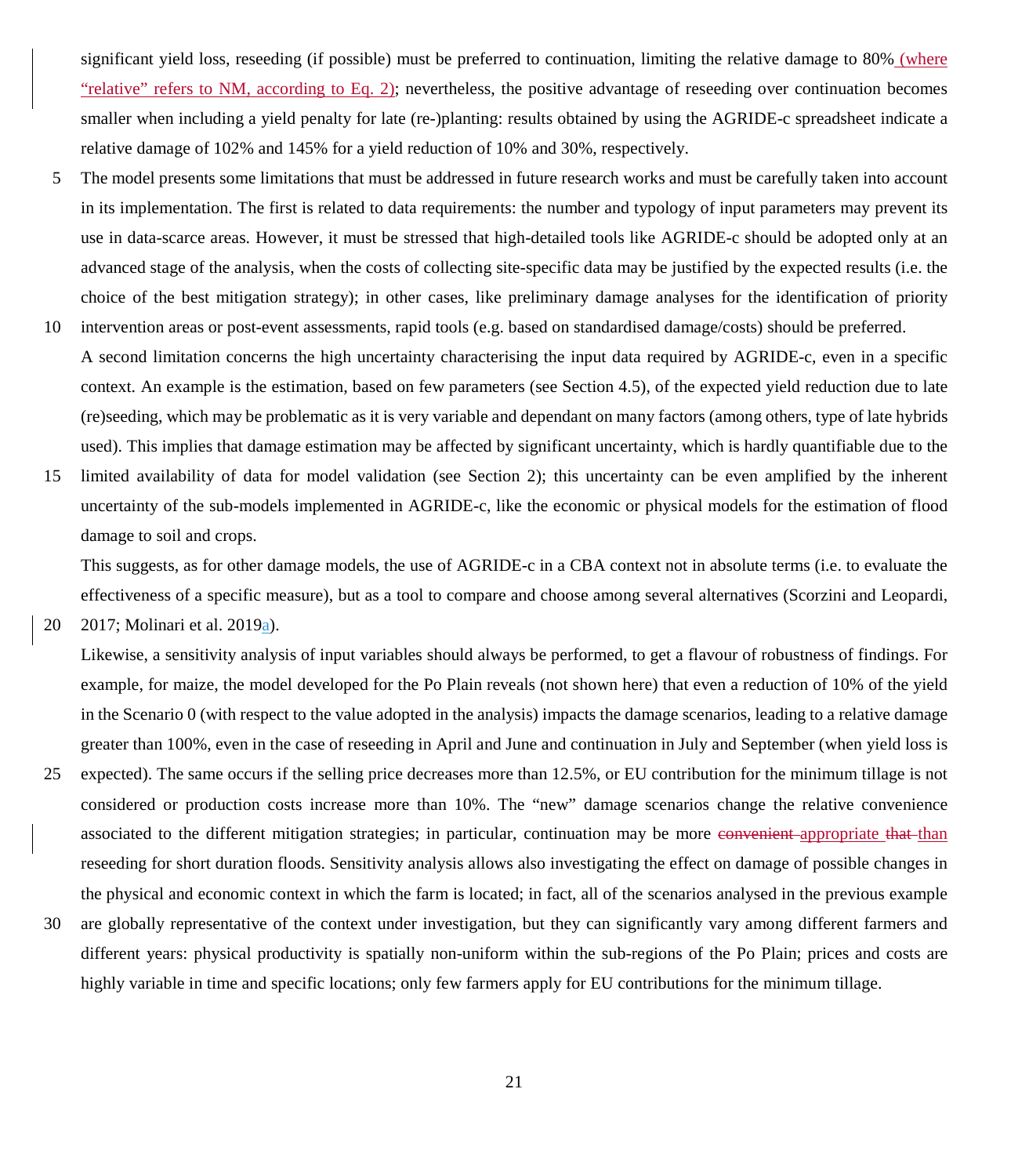significant yield loss, reseeding (if possible) must be preferred to continuation, limiting the relative damage to 80% (where "relative" refers to NM, according to Eq. 2); nevertheless, the positive advantage of reseeding over continuation becomes smaller when including a yield penalty for late (re-)planting: results obtained by using the AGRIDE-c spreadsheet indicate a relative damage of 102% and 145% for a yield reduction of 10% and 30%, respectively.

The model presents some limitations that must be addressed in future research works and must be carefully taken into account in its implementation. The first is related to data requirements: the number and typology of input parameters may prevent its use in data-scarce areas. However, it must be stressed that high-detailed tools like AGRIDE-c should be adopted only at an advanced stage of the analysis, when the costs of collecting site-specific data may be justified by the expected results (i.e. the choice of the best mitigation strategy); in other cases, like preliminary damage analyses for the identification of priority intervention areas or post-event assessments, rapid tools (e.g. based on standardised damage/costs) should be preferred.

A second limitation concerns the high uncertainty characterising the input data required by AGRIDE-c, even in a specific context. An example is the estimation, based on few parameters (see Section 4.5), of the expected yield reduction due to late (re)seeding, which may be problematic as it is very variable and dependant on many factors (among others, type of late hybrids used). This implies that damage estimation may be affected by significant uncertainty, which is hardly quantifiable due to the limited availability of data for model validation (see Section 2); this uncertainty can be even amplified by the inherent uncertainty of the sub-models implemented in AGRIDE-c, like the economic or physical models for the estimation of flood damage to soil and crops.

This suggests, as for other damage models, the use of AGRIDE-c in a CBA context not in absolute terms (i.e. to evaluate the effectiveness of a specific measure), but as a tool to compare and choose among several alternatives (Scorzini and Leopardi, 2017; Molinari et al. 2019a).

Likewise, a sensitivity analysis of input variables should always be performed, to get a flavour of robustness of findings. For example, for maize, the model developed for the Po Plain reveals (not shown here) that even a reduction of 10% of the yield in the Scenario 0 (with respect to the value adopted in the analysis) impacts the damage scenarios, leading to a relative damage greater than 100%, even in the case of reseeding in April and June and continuation in July and September (when yield loss is expected). The same occurs if the selling price decreases more than 12.5%, or EU contribution for the minimum tillage is not considered or production costs increase more than 10%. The "new" damage scenarios change the relative convenience associated to the different mitigation strategies; in particular, continuation may be more ~~convenient~~ appropriate ~~that~~ than reseeding for short duration floods. Sensitivity analysis allows also investigating the effect on damage of possible changes in the physical and economic context in which the farm is located; in fact, all of the scenarios analysed in the previous example are globally representative of the context under investigation, but they can significantly vary among different farmers and different years: physical productivity is spatially non-uniform within the sub-regions of the Po Plain; prices and costs are highly variable in time and specific locations; only few farmers apply for EU contributions for the minimum tillage.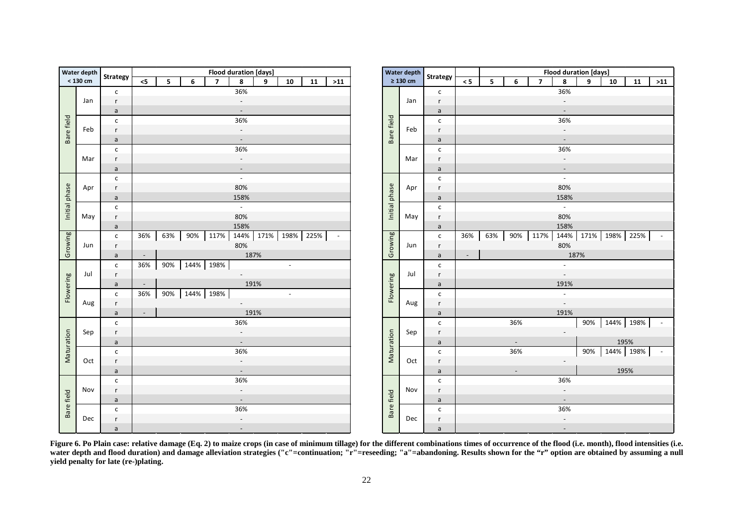**Water depth < 130 cm**

| Water depth < 130 cm | | Strategy | Flood duration [days] | | | | | | | | |
|---|---|---|---|---|---|---|---|---|---|---|---|
| | | | <5 | 5 | 6 | 7 | 8 | 9 | 10 | 11 | >11 |
| Bare field | Jan | c | 36% | 36% | 36% | 36% | 36% | 36% | 36% | 36% | 36% |
| | | r | - | - | - | - | - | - | - | - | - |
| | | a | - | - | - | - | - | - | - | - | - |
| | Feb | c | 36% | 36% | 36% | 36% | 36% | 36% | 36% | 36% | 36% |
| | | r | - | - | - | - | - | - | - | - | - |
| | | a | - | - | - | - | - | - | - | - | - |
| | Mar | c | 36% | 36% | 36% | 36% | 36% | 36% | 36% | 36% | 36% |
| | | r | - | - | - | - | - | - | - | - | - |
| | | a | - | - | - | - | - | - | - | - | - |
| Initial phase | Apr | c | - | - | - | - | - | - | - | - | - |
| | | r | 80% | 80% | 80% | 80% | 80% | 80% | 80% | 80% | 80% |
| | | a | 158% | 158% | 158% | 158% | 158% | 158% | 158% | 158% | 158% |
| | May | c | - | - | - | - | - | - | - | - | - |
| | | r | 80% | 80% | 80% | 80% | 80% | 80% | 80% | 80% | 80% |
| | | a | 158% | 158% | 158% | 158% | 158% | 158% | 158% | 158% | 158% |
| Growing | Jun | c | 36% | 63% | 90% | 117% | 144% | 171% | 198% | 225% | - |
| | | r | 80% | 80% | 80% | 80% | 80% | 80% | 80% | 80% | 80% |
| | | a | - | 187% | 187% | 187% | 187% | 187% | 187% | 187% | 187% |
| Flowering | Jul | c | 36% | 90% | 144% | 198% | - | - | - | - | - |
| | | r | - | - | - | - | - | - | - | - | - |
| | | a | - | 191% | 191% | 191% | 191% | 191% | 191% | 191% | 191% |
| | Aug | c | 36% | 90% | 144% | 198% | - | - | - | - | - |
| | | r | - | - | - | - | - | - | - | - | - |
| | | a | - | 191% | 191% | 191% | 191% | 191% | 191% | 191% | 191% |
| Maturation | Sep | c | 36% | 36% | 36% | 36% | 36% | 36% | 36% | 36% | 36% |
| | | r | - | - | - | - | - | - | - | - | - |
| | | a | - | - | - | - | - | - | - | - | - |
| | Oct | c | 36% | 36% | 36% | 36% | 36% | 36% | 36% | 36% | 36% |
| | | r | - | - | - | - | - | - | - | - | - |
| | | a | - | - | - | - | - | - | - | - | - |
| Bare field | Nov | c | 36% | 36% | 36% | 36% | 36% | 36% | 36% | 36% | 36% |
| | | r | - | - | - | - | - | - | - | - | - |
| | | a | - | - | - | - | - | - | - | - | - |
| | Dec | c | 36% | 36% | 36% | 36% | 36% | 36% | 36% | 36% | 36% |
| | | r | - | - | - | - | - | - | - | - | - |
| | | a | - | - | - | - | - | - | - | - | - |

**Water depth ≥ 130 cm**

| Water depth ≥ 130 cm | | Strategy | Flood duration [days] | | | | | | | | |
|---|---|---|---|---|---|---|---|---|---|---|---|
| | | | < 5 | 5 | 6 | 7 | 8 | 9 | 10 | 11 | >11 |
| Bare field | Jan | c | 36% | 36% | 36% | 36% | 36% | 36% | 36% | 36% | 36% |
| | | r | - | - | - | - | - | - | - | - | - |
| | | a | - | - | - | - | - | - | - | - | - |
| | Feb | c | 36% | 36% | 36% | 36% | 36% | 36% | 36% | 36% | 36% |
| | | r | - | - | - | - | - | - | - | - | - |
| | | a | - | - | - | - | - | - | - | - | - |
| | Mar | c | 36% | 36% | 36% | 36% | 36% | 36% | 36% | 36% | 36% |
| | | r | - | - | - | - | - | - | - | - | - |
| | | a | - | - | - | - | - | - | - | - | - |
| Initial phase | Apr | c | - | - | - | - | - | - | - | - | - |
| | | r | 80% | 80% | 80% | 80% | 80% | 80% | 80% | 80% | 80% |
| | | a | 158% | 158% | 158% | 158% | 158% | 158% | 158% | 158% | 158% |
| | May | c | - | - | - | - | - | - | - | - | - |
| | | r | 80% | 80% | 80% | 80% | 80% | 80% | 80% | 80% | 80% |
| | | a | 158% | 158% | 158% | 158% | 158% | 158% | 158% | 158% | 158% |
| Growing | Jun | c | 36% | 63% | 90% | 117% | 144% | 171% | 198% | 225% | - |
| | | r | 80% | 80% | 80% | 80% | 80% | 80% | 80% | 80% | 80% |
| | | a | - | 187% | 187% | 187% | 187% | 187% | 187% | 187% | 187% |
| Flowering | Jul | c | - | - | - | - | - | - | - | - | - |
| | | r | - | - | - | - | - | - | - | - | - |
| | | a | 191% | 191% | 191% | 191% | 191% | 191% | 191% | 191% | 191% |
| | Aug | c | - | - | - | - | - | - | - | - | - |
| | | r | - | - | - | - | - | - | - | - | - |
| | | a | 191% | 191% | 191% | 191% | 191% | 191% | 191% | 191% | 191% |
| Maturation | Sep | c | 36% | 36% | 36% | 36% | 36% | 90% | 144% | 198% | - |
| | | r | - | - | - | - | - | - | - | - | - |
| | | a | - | - | - | - | - | 195% | 195% | 195% | 195% |
| | Oct | c | 36% | 36% | 36% | 36% | 36% | 90% | 144% | 198% | - |
| | | r | - | - | - | - | - | - | - | - | - |
| | | a | - | - | - | - | - | 195% | 195% | 195% | 195% |
| Bare field | Nov | c | 36% | 36% | 36% | 36% | 36% | 36% | 36% | 36% | 36% |
| | | r | - | - | - | - | - | - | - | - | - |
| | | a | - | - | - | - | - | - | - | - | - |
| | Dec | c | 36% | 36% | 36% | 36% | 36% | 36% | 36% | 36% | 36% |
| | | r | - | - | - | - | - | - | - | - | - |
| | | a | - | - | - | - | - | - | - | - | - |

**Figure 6. Po Plain case: relative damage (Eq. 2) to maize crops (in case of minimum tillage) for the different combinations times of occurrence of the flood (i.e. month), flood intensities (i.e. water depth and flood duration) and damage alleviation strategies ("c"=continuation; "r"=reseeding; "a"=abandoning. Results shown for the "r" option are obtained by assuming a null yield penalty for late (re-)plating.**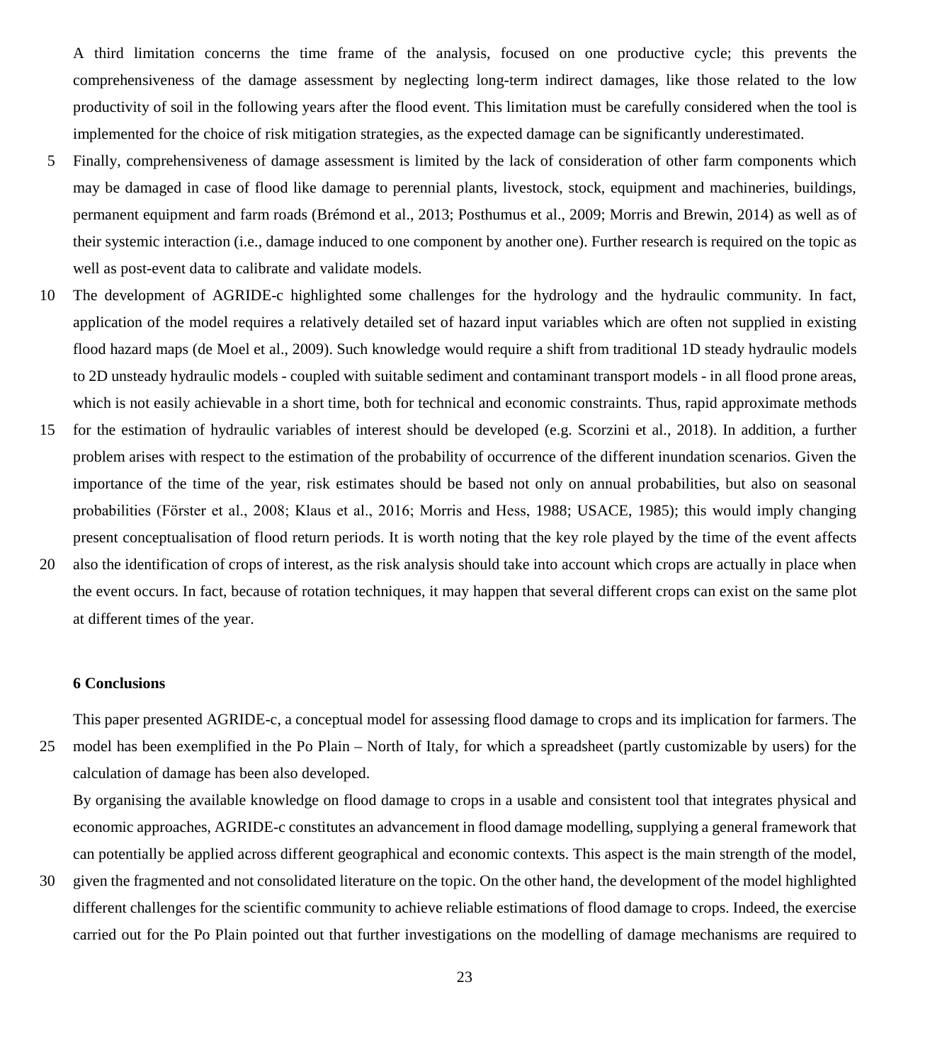A third limitation concerns the time frame of the analysis, focused on one productive cycle; this prevents the comprehensiveness of the damage assessment by neglecting long-term indirect damages, like those related to the low productivity of soil in the following years after the flood event. This limitation must be carefully considered when the tool is implemented for the choice of risk mitigation strategies, as the expected damage can be significantly underestimated.

Finally, comprehensiveness of damage assessment is limited by the lack of consideration of other farm components which may be damaged in case of flood like damage to perennial plants, livestock, stock, equipment and machineries, buildings, permanent equipment and farm roads (Brémond et al., 2013; Posthumus et al., 2009; Morris and Brewin, 2014) as well as of their systemic interaction (i.e., damage induced to one component by another one). Further research is required on the topic as well as post-event data to calibrate and validate models.

The development of AGRIDE-c highlighted some challenges for the hydrology and the hydraulic community. In fact, application of the model requires a relatively detailed set of hazard input variables which are often not supplied in existing flood hazard maps (de Moel et al., 2009). Such knowledge would require a shift from traditional 1D steady hydraulic models to 2D unsteady hydraulic models - coupled with suitable sediment and contaminant transport models - in all flood prone areas, which is not easily achievable in a short time, both for technical and economic constraints. Thus, rapid approximate methods for the estimation of hydraulic variables of interest should be developed (e.g. Scorzini et al., 2018). In addition, a further problem arises with respect to the estimation of the probability of occurrence of the different inundation scenarios. Given the importance of the time of the year, risk estimates should be based not only on annual probabilities, but also on seasonal probabilities (Förster et al., 2008; Klaus et al., 2016; Morris and Hess, 1988; USACE, 1985); this would imply changing present conceptualisation of flood return periods. It is worth noting that the key role played by the time of the event affects also the identification of crops of interest, as the risk analysis should take into account which crops are actually in place when the event occurs. In fact, because of rotation techniques, it may happen that several different crops can exist on the same plot at different times of the year.

## 6 Conclusions

This paper presented AGRIDE-c, a conceptual model for assessing flood damage to crops and its implication for farmers. The model has been exemplified in the Po Plain – North of Italy, for which a spreadsheet (partly customizable by users) for the calculation of damage has been also developed.

By organising the available knowledge on flood damage to crops in a usable and consistent tool that integrates physical and economic approaches, AGRIDE-c constitutes an advancement in flood damage modelling, supplying a general framework that can potentially be applied across different geographical and economic contexts. This aspect is the main strength of the model, given the fragmented and not consolidated literature on the topic. On the other hand, the development of the model highlighted different challenges for the scientific community to achieve reliable estimations of flood damage to crops. Indeed, the exercise carried out for the Po Plain pointed out that further investigations on the modelling of damage mechanisms are required to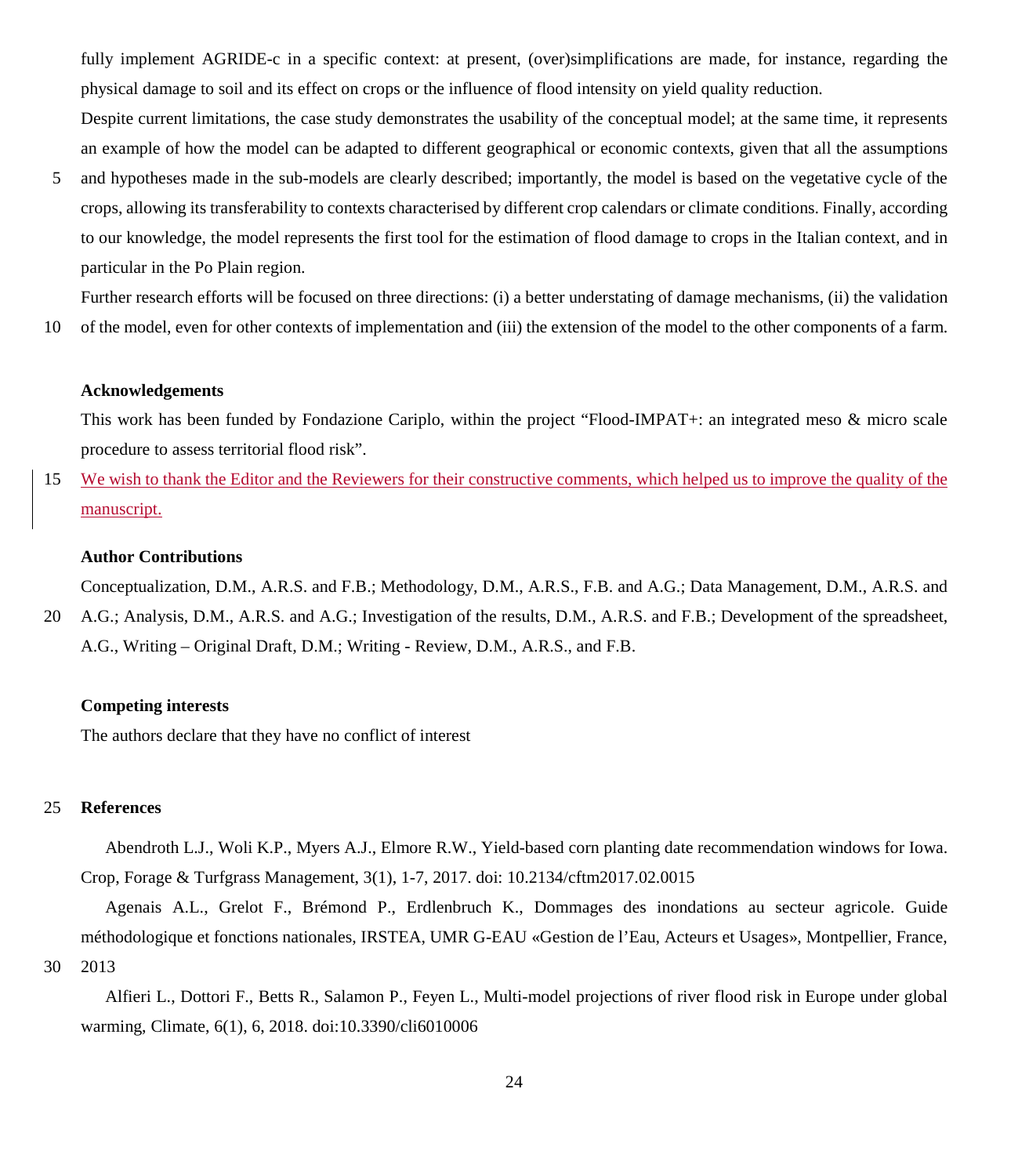fully implement AGRIDE-c in a specific context: at present, (over)simplifications are made, for instance, regarding the physical damage to soil and its effect on crops or the influence of flood intensity on yield quality reduction.

Despite current limitations, the case study demonstrates the usability of the conceptual model; at the same time, it represents an example of how the model can be adapted to different geographical or economic contexts, given that all the assumptions and hypotheses made in the sub-models are clearly described; importantly, the model is based on the vegetative cycle of the crops, allowing its transferability to contexts characterised by different crop calendars or climate conditions. Finally, according to our knowledge, the model represents the first tool for the estimation of flood damage to crops in the Italian context, and in particular in the Po Plain region.

Further research efforts will be focused on three directions: (i) a better understating of damage mechanisms, (ii) the validation of the model, even for other contexts of implementation and (iii) the extension of the model to the other components of a farm.

## Acknowledgements

This work has been funded by Fondazione Cariplo, within the project “Flood-IMPAT+: an integrated meso & micro scale procedure to assess territorial flood risk”.

We wish to thank the Editor and the Reviewers for their constructive comments, which helped us to improve the quality of the manuscript.

## Author Contributions

Conceptualization, D.M., A.R.S. and F.B.; Methodology, D.M., A.R.S., F.B. and A.G.; Data Management, D.M., A.R.S. and A.G.; Analysis, D.M., A.R.S. and A.G.; Investigation of the results, D.M., A.R.S. and F.B.; Development of the spreadsheet, A.G., Writing – Original Draft, D.M.; Writing - Review, D.M., A.R.S., and F.B.

## Competing interests

The authors declare that they have no conflict of interest

## References

Abendroth L.J., Woli K.P., Myers A.J., Elmore R.W., Yield-based corn planting date recommendation windows for Iowa. Crop, Forage & Turfgrass Management, 3(1), 1-7, 2017. doi: 10.2134/cftm2017.02.0015

Agenais A.L., Grelot F., Brémond P., Erdlenbruch K., Dommages des inondations au secteur agricole. Guide méthodologique et fonctions nationales, IRSTEA, UMR G-EAU «Gestion de l’Eau, Acteurs et Usages», Montpellier, France, 2013

Alfieri L., Dottori F., Betts R., Salamon P., Feyen L., Multi-model projections of river flood risk in Europe under global warming, Climate, 6(1), 6, 2018. doi:10.3390/cli6010006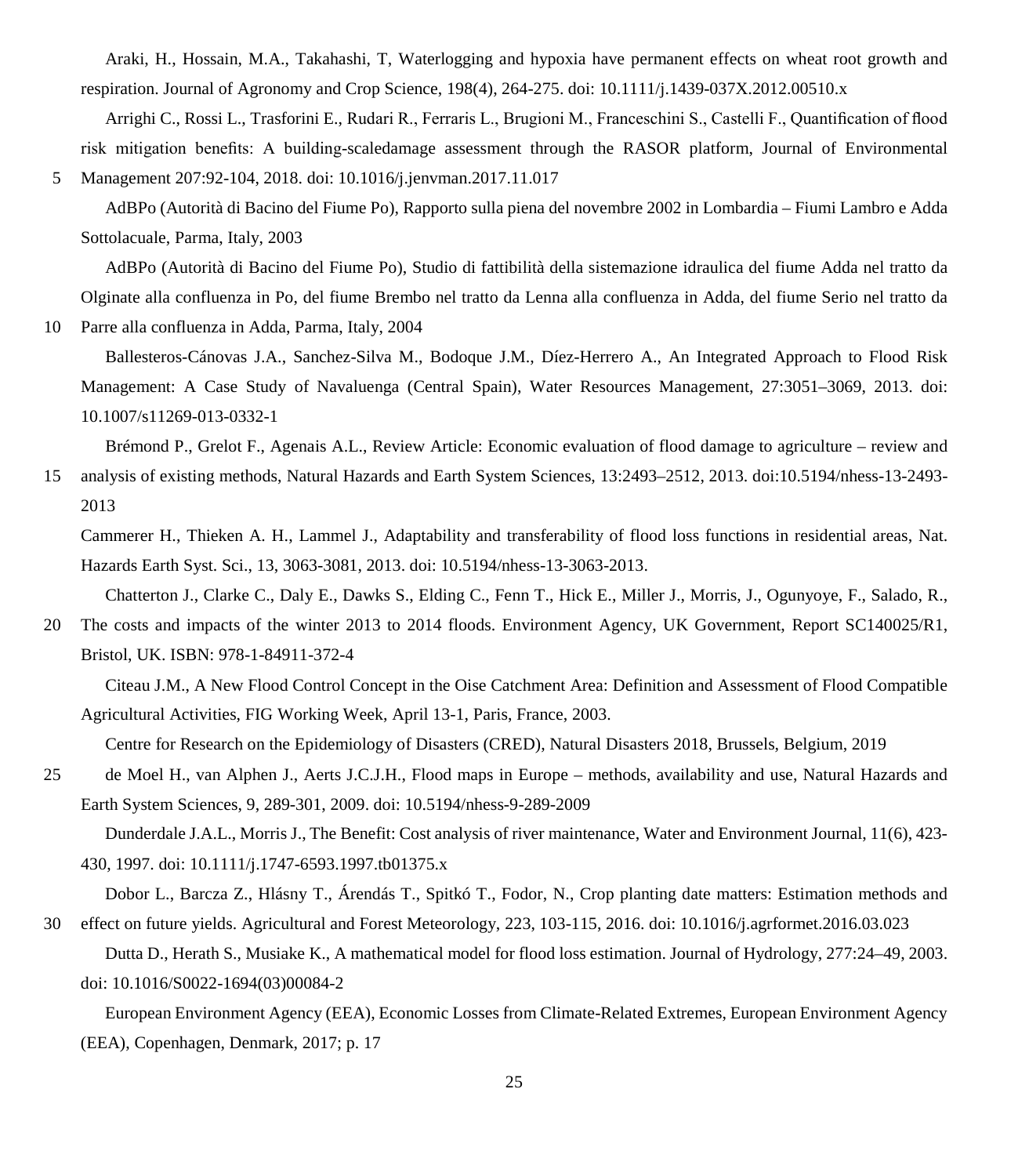Araki, H., Hossain, M.A., Takahashi, T, Waterlogging and hypoxia have permanent effects on wheat root growth and respiration. Journal of Agronomy and Crop Science, 198(4), 264-275. doi: 10.1111/j.1439-037X.2012.00510.x

Arrighi C., Rossi L., Trasforini E., Rudari R., Ferraris L., Brugioni M., Franceschini S., Castelli F., Quantification of flood risk mitigation benefits: A building-scaledamage assessment through the RASOR platform, Journal of Environmental Management 207:92-104, 2018. doi: 10.1016/j.jenvman.2017.11.017

AdBPo (Autorità di Bacino del Fiume Po), Rapporto sulla piena del novembre 2002 in Lombardia – Fiumi Lambro e Adda Sottolacuale, Parma, Italy, 2003

AdBPo (Autorità di Bacino del Fiume Po), Studio di fattibilità della sistemazione idraulica del fiume Adda nel tratto da Olginate alla confluenza in Po, del fiume Brembo nel tratto da Lenna alla confluenza in Adda, del fiume Serio nel tratto da Parre alla confluenza in Adda, Parma, Italy, 2004

Ballesteros-Cánovas J.A., Sanchez-Silva M., Bodoque J.M., Díez-Herrero A., An Integrated Approach to Flood Risk Management: A Case Study of Navaluenga (Central Spain), Water Resources Management, 27:3051–3069, 2013. doi: 10.1007/s11269-013-0332-1

Brémond P., Grelot F., Agenais A.L., Review Article: Economic evaluation of flood damage to agriculture – review and analysis of existing methods, Natural Hazards and Earth System Sciences, 13:2493–2512, 2013. doi:10.5194/nhess-13-2493-2013

Cammerer H., Thieken A. H., Lammel J., Adaptability and transferability of flood loss functions in residential areas, Nat. Hazards Earth Syst. Sci., 13, 3063-3081, 2013. doi: 10.5194/nhess-13-3063-2013.

Chatterton J., Clarke C., Daly E., Dawks S., Elding C., Fenn T., Hick E., Miller J., Morris, J., Ogunyoye, F., Salado, R., The costs and impacts of the winter 2013 to 2014 floods. Environment Agency, UK Government, Report SC140025/R1, Bristol, UK. ISBN: 978-1-84911-372-4

Citeau J.M., A New Flood Control Concept in the Oise Catchment Area: Definition and Assessment of Flood Compatible Agricultural Activities, FIG Working Week, April 13-1, Paris, France, 2003.

Centre for Research on the Epidemiology of Disasters (CRED), Natural Disasters 2018, Brussels, Belgium, 2019

de Moel H., van Alphen J., Aerts J.C.J.H., Flood maps in Europe – methods, availability and use, Natural Hazards and Earth System Sciences, 9, 289-301, 2009. doi: 10.5194/nhess-9-289-2009

Dunderdale J.A.L., Morris J., The Benefit: Cost analysis of river maintenance, Water and Environment Journal, 11(6), 423-430, 1997. doi: 10.1111/j.1747-6593.1997.tb01375.x

Dobor L., Barcza Z., Hlásny T., Árendás T., Spitkó T., Fodor, N., Crop planting date matters: Estimation methods and effect on future yields. Agricultural and Forest Meteorology, 223, 103-115, 2016. doi: 10.1016/j.agrformet.2016.03.023

Dutta D., Herath S., Musiake K., A mathematical model for flood loss estimation. Journal of Hydrology, 277:24–49, 2003. doi: 10.1016/S0022-1694(03)00084-2

European Environment Agency (EEA), Economic Losses from Climate-Related Extremes, European Environment Agency (EEA), Copenhagen, Denmark, 2017; p. 17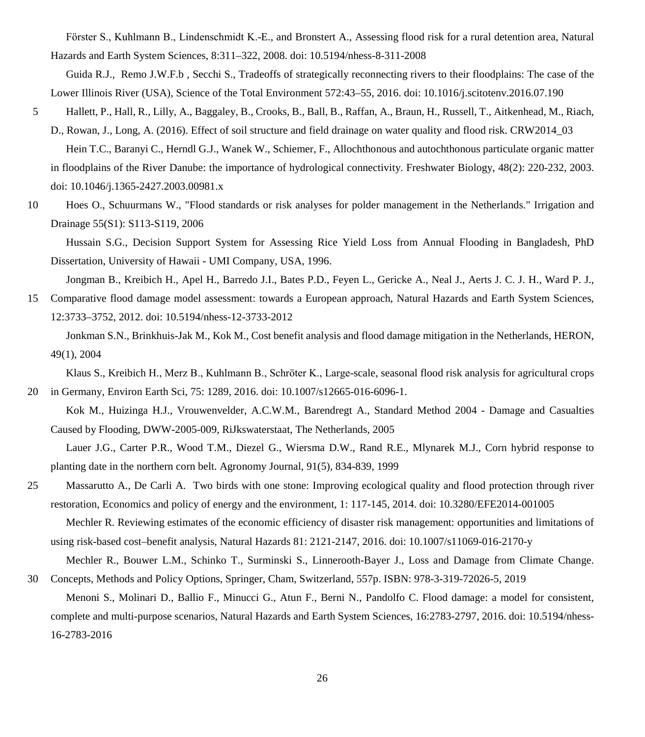Förster S., Kuhlmann B., Lindenschmidt K.-E., and Bronstert A., Assessing flood risk for a rural detention area, Natural Hazards and Earth System Sciences, 8:311–322, 2008. doi: 10.5194/nhess-8-311-2008

Guida R.J., Remo J.W.F.b , Secchi S., Tradeoffs of strategically reconnecting rivers to their floodplains: The case of the Lower Illinois River (USA), Science of the Total Environment 572:43–55, 2016. doi: 10.1016/j.scitotenv.2016.07.190

Hallett, P., Hall, R., Lilly, A., Baggaley, B., Crooks, B., Ball, B., Raffan, A., Braun, H., Russell, T., Aitkenhead, M., Riach, D., Rowan, J., Long, A. (2016). Effect of soil structure and field drainage on water quality and flood risk. CRW2014_03

Hein T.C., Baranyi C., Herndl G.J., Wanek W., Schiemer, F., Allochthonous and autochthonous particulate organic matter in floodplains of the River Danube: the importance of hydrological connectivity. Freshwater Biology, 48(2): 220-232, 2003. doi: 10.1046/j.1365-2427.2003.00981.x

Hoes O., Schuurmans W., "Flood standards or risk analyses for polder management in the Netherlands." Irrigation and Drainage 55(S1): S113-S119, 2006

Hussain S.G., Decision Support System for Assessing Rice Yield Loss from Annual Flooding in Bangladesh, PhD Dissertation, University of Hawaii - UMI Company, USA, 1996.

Jongman B., Kreibich H., Apel H., Barredo J.I., Bates P.D., Feyen L., Gericke A., Neal J., Aerts J. C. J. H., Ward P. J., Comparative flood damage model assessment: towards a European approach, Natural Hazards and Earth System Sciences, 12:3733–3752, 2012. doi: 10.5194/nhess-12-3733-2012

Jonkman S.N., Brinkhuis-Jak M., Kok M., Cost benefit analysis and flood damage mitigation in the Netherlands, HERON, 49(1), 2004

Klaus S., Kreibich H., Merz B., Kuhlmann B., Schröter K., Large-scale, seasonal flood risk analysis for agricultural crops in Germany, Environ Earth Sci, 75: 1289, 2016. doi: 10.1007/s12665-016-6096-1.

Kok M., Huizinga H.J., Vrouwenvelder, A.C.W.M., Barendregt A., Standard Method 2004 - Damage and Casualties Caused by Flooding, DWW-2005-009, RiJkswaterstaat, The Netherlands, 2005

Lauer J.G., Carter P.R., Wood T.M., Diezel G., Wiersma D.W., Rand R.E., Mlynarek M.J., Corn hybrid response to planting date in the northern corn belt. Agronomy Journal, 91(5), 834-839, 1999

Massarutto A., De Carli A. Two birds with one stone: Improving ecological quality and flood protection through river restoration, Economics and policy of energy and the environment, 1: 117-145, 2014. doi: 10.3280/EFE2014-001005

Mechler R. Reviewing estimates of the economic efficiency of disaster risk management: opportunities and limitations of using risk-based cost–benefit analysis, Natural Hazards 81: 2121-2147, 2016. doi: 10.1007/s11069-016-2170-y

Mechler R., Bouwer L.M., Schinko T., Surminski S., Linnerooth-Bayer J., Loss and Damage from Climate Change. Concepts, Methods and Policy Options, Springer, Cham, Switzerland, 557p. ISBN: 978-3-319-72026-5, 2019

Menoni S., Molinari D., Ballio F., Minucci G., Atun F., Berni N., Pandolfo C. Flood damage: a model for consistent, complete and multi-purpose scenarios, Natural Hazards and Earth System Sciences, 16:2783-2797, 2016. doi: 10.5194/nhess-16-2783-2016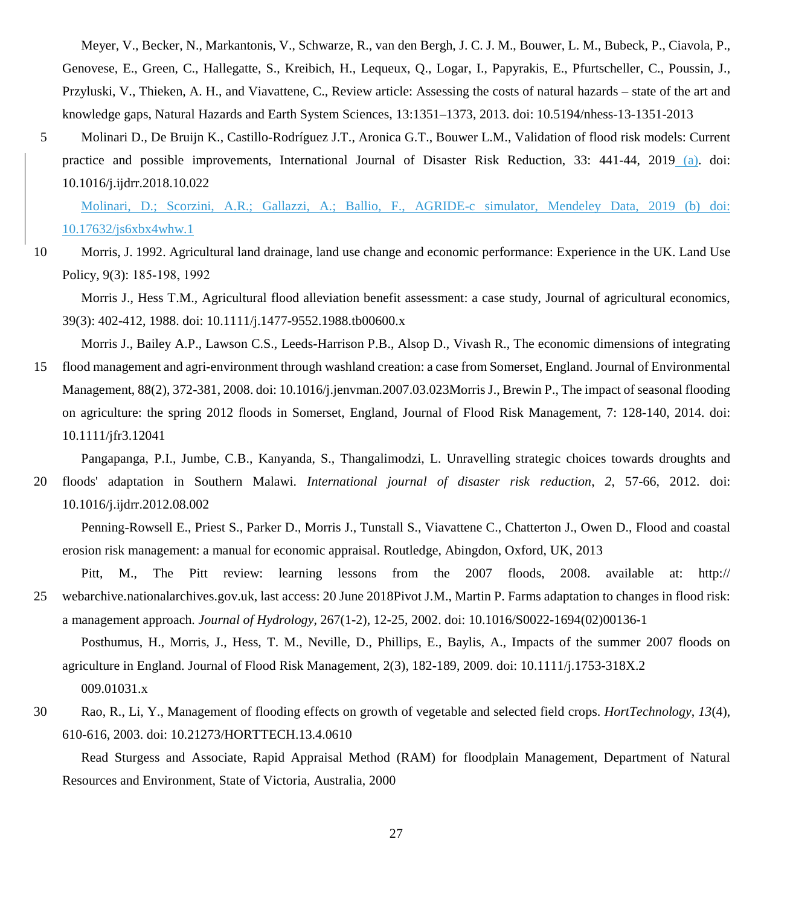Meyer, V., Becker, N., Markantonis, V., Schwarze, R., van den Bergh, J. C. J. M., Bouwer, L. M., Bubeck, P., Ciavola, P., Genovese, E., Green, C., Hallegatte, S., Kreibich, H., Lequeux, Q., Logar, I., Papyrakis, E., Pfurtscheller, C., Poussin, J., Przyluski, V., Thieken, A. H., and Viavattene, C., Review article: Assessing the costs of natural hazards – state of the art and knowledge gaps, Natural Hazards and Earth System Sciences, 13:1351–1373, 2013. doi: 10.5194/nhess-13-1351-2013

Molinari D., De Bruijn K., Castillo-Rodríguez J.T., Aronica G.T., Bouwer L.M., Validation of flood risk models: Current practice and possible improvements, International Journal of Disaster Risk Reduction, 33: 441-44, 2019 (a). doi: 10.1016/j.ijdrr.2018.10.022

Molinari, D.; Scorzini, A.R.; Gallazzi, A.; Ballio, F., AGRIDE-c simulator, Mendeley Data, 2019 (b) doi: 10.17632/js6xbx4whw.1

Morris, J. 1992. Agricultural land drainage, land use change and economic performance: Experience in the UK. Land Use Policy, 9(3): 185-198, 1992

Morris J., Hess T.M., Agricultural flood alleviation benefit assessment: a case study, Journal of agricultural economics, 39(3): 402-412, 1988. doi: 10.1111/j.1477-9552.1988.tb00600.x

Morris J., Bailey A.P., Lawson C.S., Leeds-Harrison P.B., Alsop D., Vivash R., The economic dimensions of integrating flood management and agri-environment through washland creation: a case from Somerset, England. Journal of Environmental Management, 88(2), 372-381, 2008. doi: 10.1016/j.jenvman.2007.03.023Morris J., Brewin P., The impact of seasonal flooding on agriculture: the spring 2012 floods in Somerset, England, Journal of Flood Risk Management, 7: 128-140, 2014. doi: 10.1111/jfr3.12041

Pangapanga, P.I., Jumbe, C.B., Kanyanda, S., Thangalimodzi, L. Unravelling strategic choices towards droughts and floods' adaptation in Southern Malawi. *International journal of disaster risk reduction*, *2*, 57-66, 2012. doi: 10.1016/j.ijdrr.2012.08.002

Penning-Rowsell E., Priest S., Parker D., Morris J., Tunstall S., Viavattene C., Chatterton J., Owen D., Flood and coastal erosion risk management: a manual for economic appraisal. Routledge, Abingdon, Oxford, UK, 2013

Pitt, M., The Pitt review: learning lessons from the 2007 floods, 2008. available at: http:// webarchive.nationalarchives.gov.uk, last access: 20 June 2018Pivot J.M., Martin P. Farms adaptation to changes in flood risk: a management approach. *Journal of Hydrology*, 267(1-2), 12-25, 2002. doi: 10.1016/S0022-1694(02)00136-1

Posthumus, H., Morris, J., Hess, T. M., Neville, D., Phillips, E., Baylis, A., Impacts of the summer 2007 floods on agriculture in England. Journal of Flood Risk Management, 2(3), 182-189, 2009. doi: 10.1111/j.1753-318X.2009.01031.x

Rao, R., Li, Y., Management of flooding effects on growth of vegetable and selected field crops. *HortTechnology*, *13*(4), 610-616, 2003. doi: 10.21273/HORTTECH.13.4.0610

Read Sturgess and Associate, Rapid Appraisal Method (RAM) for floodplain Management, Department of Natural Resources and Environment, State of Victoria, Australia, 2000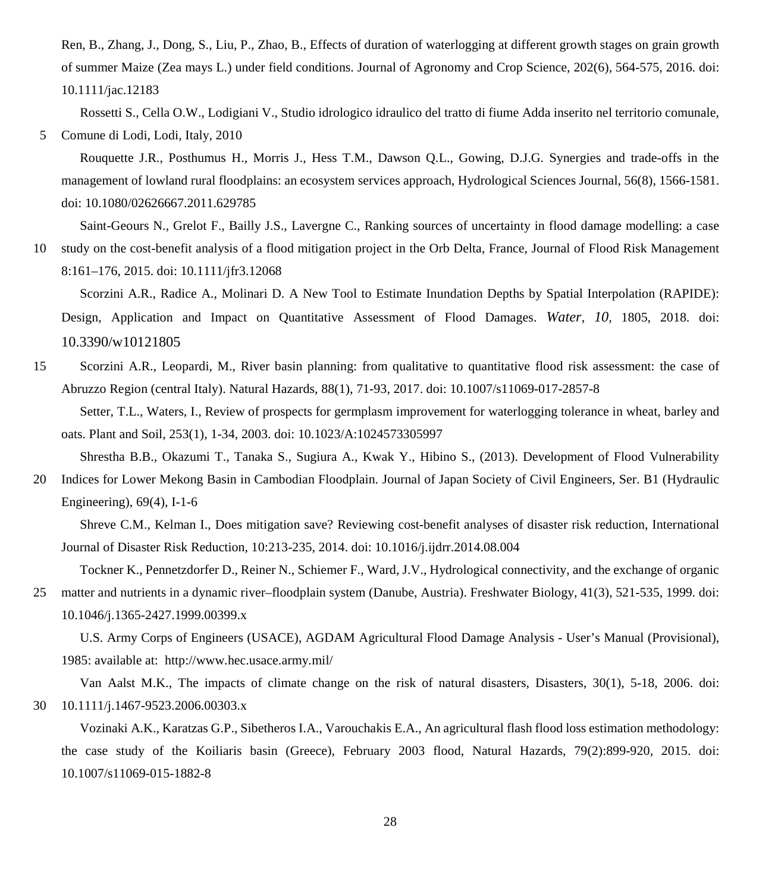Ren, B., Zhang, J., Dong, S., Liu, P., Zhao, B., Effects of duration of waterlogging at different growth stages on grain growth of summer Maize (Zea mays L.) under field conditions. Journal of Agronomy and Crop Science, 202(6), 564-575, 2016. doi: 10.1111/jac.12183

Rossetti S., Cella O.W., Lodigiani V., Studio idrologico idraulico del tratto di fiume Adda inserito nel territorio comunale, Comune di Lodi, Lodi, Italy, 2010

Rouquette J.R., Posthumus H., Morris J., Hess T.M., Dawson Q.L., Gowing, D.J.G. Synergies and trade-offs in the management of lowland rural floodplains: an ecosystem services approach, Hydrological Sciences Journal, 56(8), 1566-1581. doi: 10.1080/02626667.2011.629785

Saint-Geours N., Grelot F., Bailly J.S., Lavergne C., Ranking sources of uncertainty in flood damage modelling: a case study on the cost-benefit analysis of a flood mitigation project in the Orb Delta, France, Journal of Flood Risk Management 8:161–176, 2015. doi: 10.1111/jfr3.12068

Scorzini A.R., Radice A., Molinari D. A New Tool to Estimate Inundation Depths by Spatial Interpolation (RAPIDE): Design, Application and Impact on Quantitative Assessment of Flood Damages. *Water*, *10*, 1805, 2018. doi: 10.3390/w10121805

Scorzini A.R., Leopardi, M., River basin planning: from qualitative to quantitative flood risk assessment: the case of Abruzzo Region (central Italy). Natural Hazards, 88(1), 71-93, 2017. doi: 10.1007/s11069-017-2857-8

Setter, T.L., Waters, I., Review of prospects for germplasm improvement for waterlogging tolerance in wheat, barley and oats. Plant and Soil, 253(1), 1-34, 2003. doi: 10.1023/A:1024573305997

Shrestha B.B., Okazumi T., Tanaka S., Sugiura A., Kwak Y., Hibino S., (2013). Development of Flood Vulnerability Indices for Lower Mekong Basin in Cambodian Floodplain. Journal of Japan Society of Civil Engineers, Ser. B1 (Hydraulic Engineering), 69(4), I-1-6

Shreve C.M., Kelman I., Does mitigation save? Reviewing cost-benefit analyses of disaster risk reduction, International Journal of Disaster Risk Reduction, 10:213-235, 2014. doi: 10.1016/j.ijdrr.2014.08.004

Tockner K., Pennetzdorfer D., Reiner N., Schiemer F., Ward, J.V., Hydrological connectivity, and the exchange of organic matter and nutrients in a dynamic river–floodplain system (Danube, Austria). Freshwater Biology, 41(3), 521-535, 1999. doi: 10.1046/j.1365-2427.1999.00399.x

U.S. Army Corps of Engineers (USACE), AGDAM Agricultural Flood Damage Analysis - User's Manual (Provisional), 1985: available at: http://www.hec.usace.army.mil/

Van Aalst M.K., The impacts of climate change on the risk of natural disasters, Disasters, 30(1), 5-18, 2006. doi: 10.1111/j.1467-9523.2006.00303.x

Vozinaki A.K., Karatzas G.P., Sibetheros I.A., Varouchakis E.A., An agricultural flash flood loss estimation methodology: the case study of the Koiliaris basin (Greece), February 2003 flood, Natural Hazards, 79(2):899-920, 2015. doi: 10.1007/s11069-015-1882-8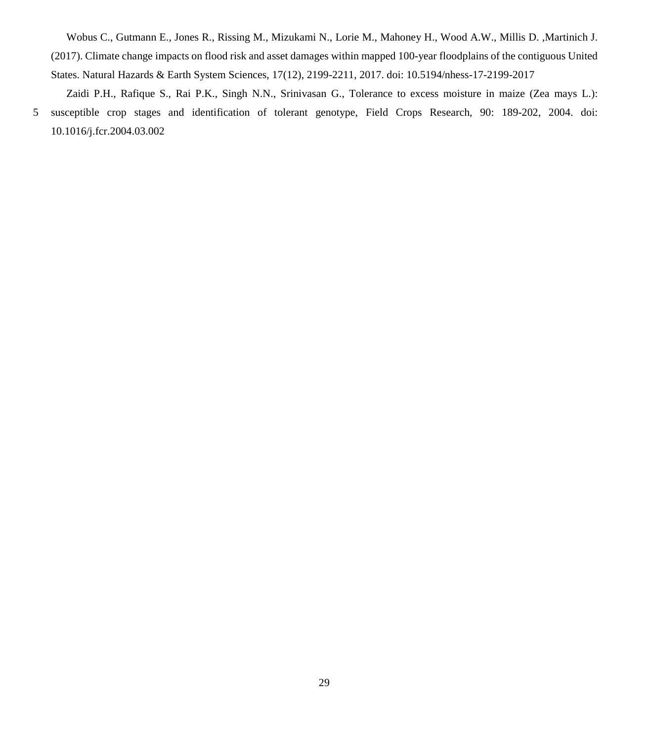Wobus C., Gutmann E., Jones R., Rissing M., Mizukami N., Lorie M., Mahoney H., Wood A.W., Millis D. ,Martinich J. (2017). Climate change impacts on flood risk and asset damages within mapped 100-year floodplains of the contiguous United States. Natural Hazards & Earth System Sciences, 17(12), 2199-2211, 2017. doi: 10.5194/nhess-17-2199-2017

Zaidi P.H., Rafique S., Rai P.K., Singh N.N., Srinivasan G., Tolerance to excess moisture in maize (Zea mays L.): susceptible crop stages and identification of tolerant genotype, Field Crops Research, 90: 189-202, 2004. doi: 10.1016/j.fcr.2004.03.002